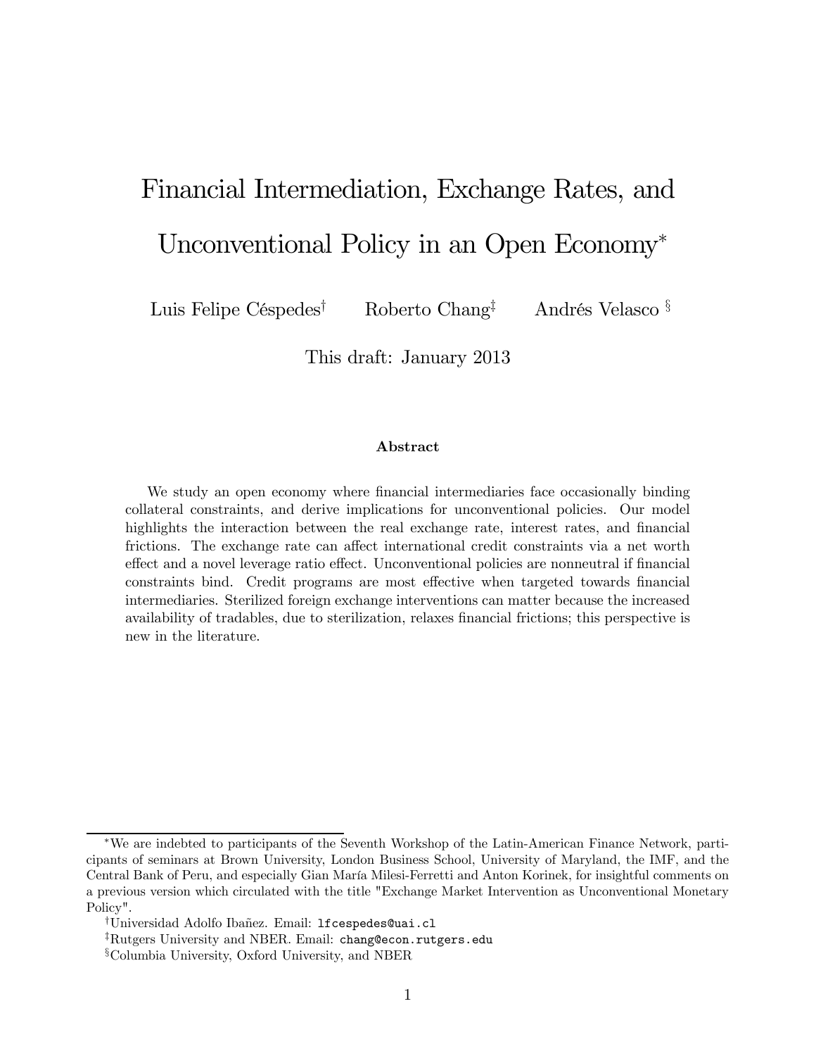# Financial Intermediation, Exchange Rates, and Unconventional Policy in an Open Economy[*]

Luis Felipe Céspedes[†] Roberto Chang[‡] Andrés Velasco[§]

This draft: January 2013

### Abstract

We study an open economy where financial intermediaries face occasionally binding collateral constraints, and derive implications for unconventional policies. Our model highlights the interaction between the real exchange rate, interest rates, and financial frictions. The exchange rate can affect international credit constraints via a net worth effect and a novel leverage ratio effect. Unconventional policies are nonneutral if financial constraints bind. Credit programs are most effective when targeted towards financial intermediaries. Sterilized foreign exchange interventions can matter because the increased availability of tradables, due to sterilization, relaxes financial frictions; this perspective is new in the literature.

---

[*] We are indebted to participants of the Seventh Workshop of the Latin-American Finance Network, participants of seminars at Brown University, London Business School, University of Maryland, the IMF, and the Central Bank of Peru, and especially Gian María Milesi-Ferretti and Anton Korinek, for insightful comments on a previous version which circulated with the title "Exchange Market Intervention as Unconventional Monetary Policy".

[†] Universidad Adolfo Ibañez. Email: lfcespedes@uai.cl

[‡] Rutgers University and NBER. Email: chang@econ.rutgers.edu

[§] Columbia University, Oxford University, and NBER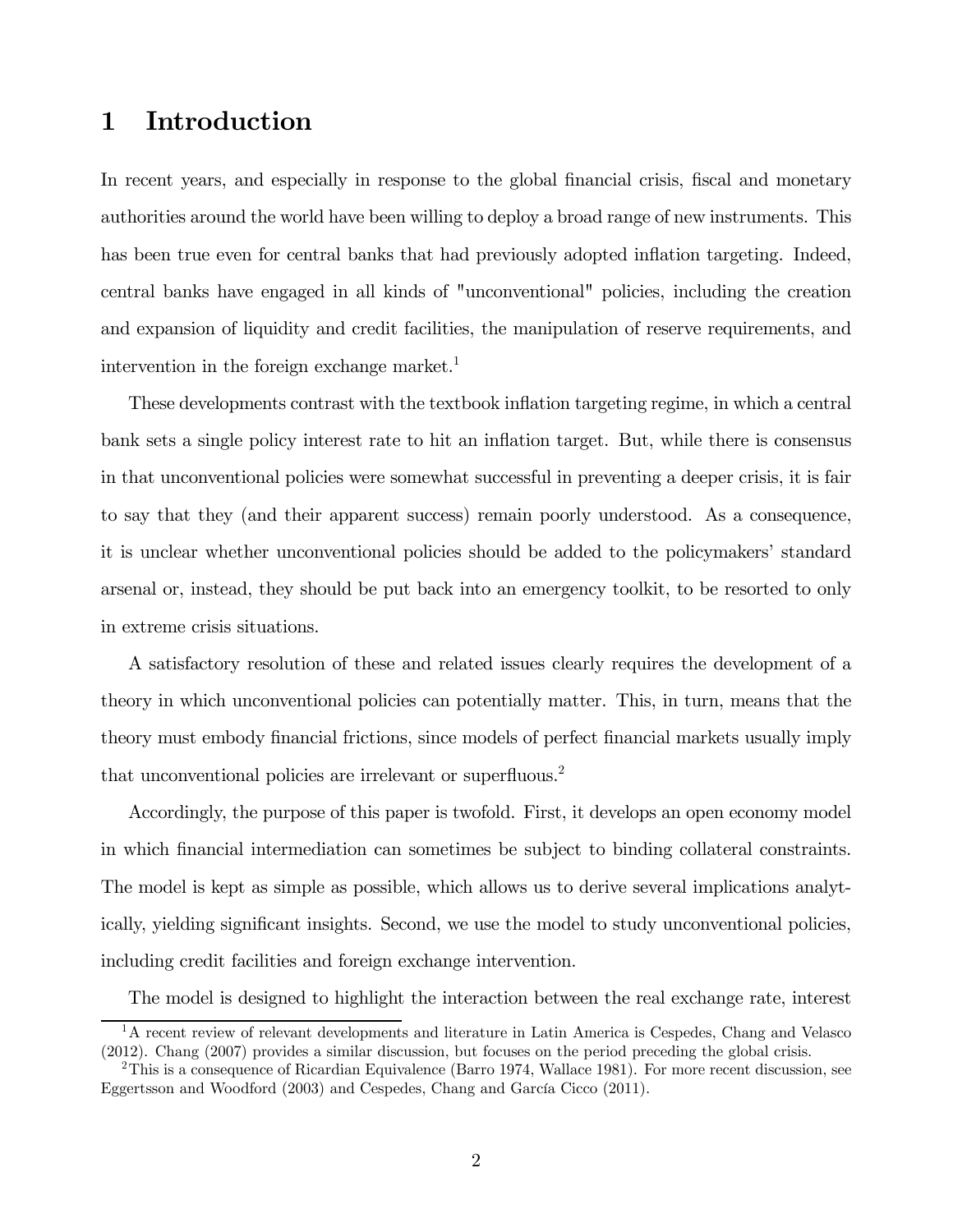# 1 Introduction

In recent years, and especially in response to the global financial crisis, fiscal and monetary authorities around the world have been willing to deploy a broad range of new instruments. This has been true even for central banks that had previously adopted inflation targeting. Indeed, central banks have engaged in all kinds of "unconventional" policies, including the creation and expansion of liquidity and credit facilities, the manipulation of reserve requirements, and intervention in the foreign exchange market.[1]

These developments contrast with the textbook inflation targeting regime, in which a central bank sets a single policy interest rate to hit an inflation target. But, while there is consensus in that unconventional policies were somewhat successful in preventing a deeper crisis, it is fair to say that they (and their apparent success) remain poorly understood. As a consequence, it is unclear whether unconventional policies should be added to the policymakers' standard arsenal or, instead, they should be put back into an emergency toolkit, to be resorted to only in extreme crisis situations.

A satisfactory resolution of these and related issues clearly requires the development of a theory in which unconventional policies can potentially matter. This, in turn, means that the theory must embody financial frictions, since models of perfect financial markets usually imply that unconventional policies are irrelevant or superfluous.[2]

Accordingly, the purpose of this paper is twofold. First, it develops an open economy model in which financial intermediation can sometimes be subject to binding collateral constraints. The model is kept as simple as possible, which allows us to derive several implications analytically, yielding significant insights. Second, we use the model to study unconventional policies, including credit facilities and foreign exchange intervention.

The model is designed to highlight the interaction between the real exchange rate, interest

[1] A recent review of relevant developments and literature in Latin America is Cespedes, Chang and Velasco (2012). Chang (2007) provides a similar discussion, but focuses on the period preceding the global crisis.

[2] This is a consequence of Ricardian Equivalence (Barro 1974, Wallace 1981). For more recent discussion, see Eggertsson and Woodford (2003) and Cespedes, Chang and García Cicco (2011).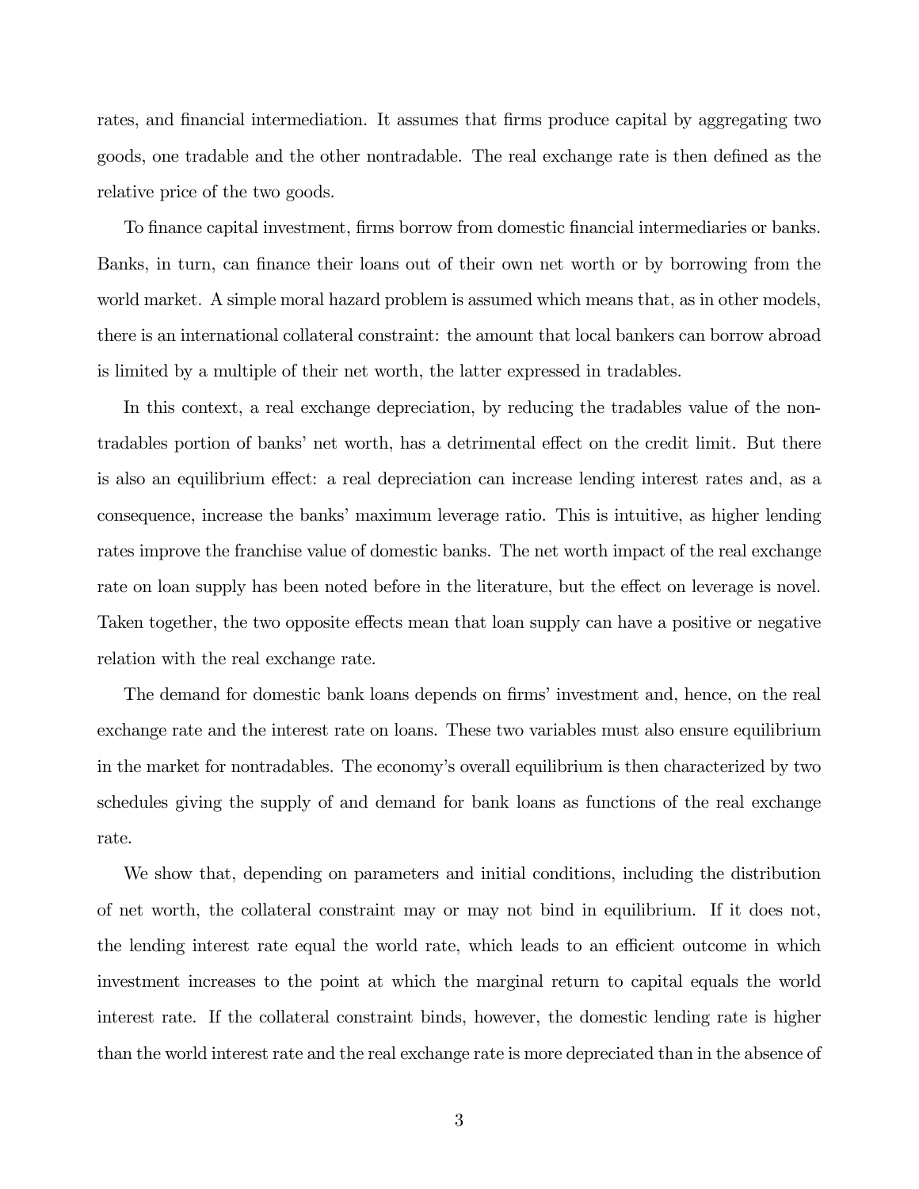rates, and financial intermediation. It assumes that firms produce capital by aggregating two goods, one tradable and the other nontradable. The real exchange rate is then defined as the relative price of the two goods.

To finance capital investment, firms borrow from domestic financial intermediaries or banks. Banks, in turn, can finance their loans out of their own net worth or by borrowing from the world market. A simple moral hazard problem is assumed which means that, as in other models, there is an international collateral constraint: the amount that local bankers can borrow abroad is limited by a multiple of their net worth, the latter expressed in tradables.

In this context, a real exchange depreciation, by reducing the tradables value of the non-tradables portion of banks' net worth, has a detrimental effect on the credit limit. But there is also an equilibrium effect: a real depreciation can increase lending interest rates and, as a consequence, increase the banks' maximum leverage ratio. This is intuitive, as higher lending rates improve the franchise value of domestic banks. The net worth impact of the real exchange rate on loan supply has been noted before in the literature, but the effect on leverage is novel. Taken together, the two opposite effects mean that loan supply can have a positive or negative relation with the real exchange rate.

The demand for domestic bank loans depends on firms' investment and, hence, on the real exchange rate and the interest rate on loans. These two variables must also ensure equilibrium in the market for nontradables. The economy's overall equilibrium is then characterized by two schedules giving the supply of and demand for bank loans as functions of the real exchange rate.

We show that, depending on parameters and initial conditions, including the distribution of net worth, the collateral constraint may or may not bind in equilibrium. If it does not, the lending interest rate equal the world rate, which leads to an efficient outcome in which investment increases to the point at which the marginal return to capital equals the world interest rate. If the collateral constraint binds, however, the domestic lending rate is higher than the world interest rate and the real exchange rate is more depreciated than in the absence of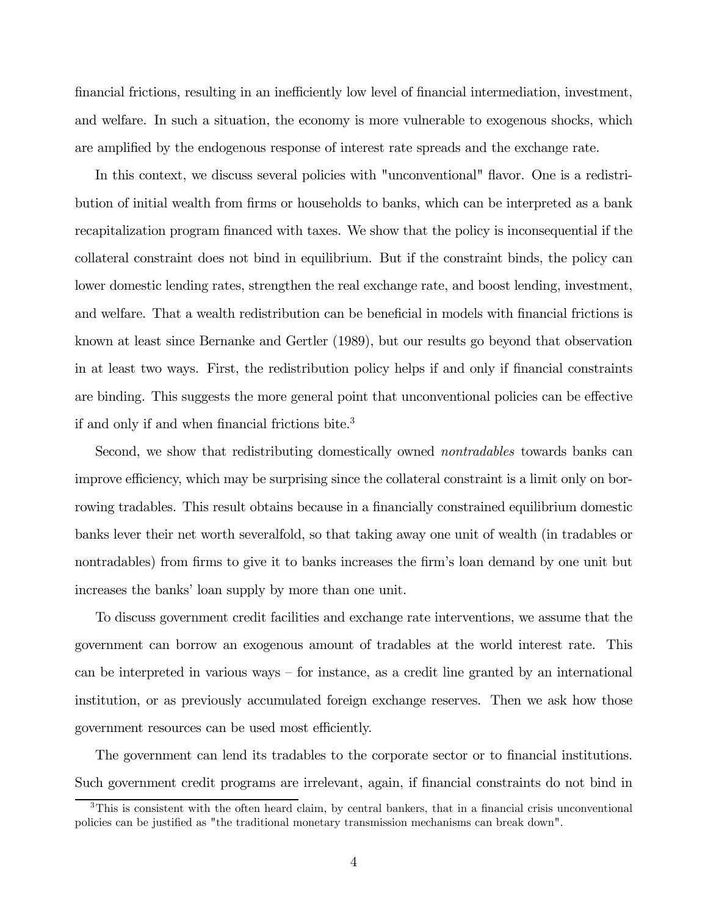financial frictions, resulting in an inefficiently low level of financial intermediation, investment, and welfare. In such a situation, the economy is more vulnerable to exogenous shocks, which are amplified by the endogenous response of interest rate spreads and the exchange rate.

In this context, we discuss several policies with "unconventional" flavor. One is a redistribution of initial wealth from firms or households to banks, which can be interpreted as a bank recapitalization program financed with taxes. We show that the policy is inconsequential if the collateral constraint does not bind in equilibrium. But if the constraint binds, the policy can lower domestic lending rates, strengthen the real exchange rate, and boost lending, investment, and welfare. That a wealth redistribution can be beneficial in models with financial frictions is known at least since Bernanke and Gertler (1989), but our results go beyond that observation in at least two ways. First, the redistribution policy helps if and only if financial constraints are binding. This suggests the more general point that unconventional policies can be effective if and only if and when financial frictions bite.[3]

Second, we show that redistributing domestically owned *nontradables* towards banks can improve efficiency, which may be surprising since the collateral constraint is a limit only on borrowing tradables. This result obtains because in a financially constrained equilibrium domestic banks lever their net worth severalfold, so that taking away one unit of wealth (in tradables or nontradables) from firms to give it to banks increases the firm's loan demand by one unit but increases the banks' loan supply by more than one unit.

To discuss government credit facilities and exchange rate interventions, we assume that the government can borrow an exogenous amount of tradables at the world interest rate. This can be interpreted in various ways – for instance, as a credit line granted by an international institution, or as previously accumulated foreign exchange reserves. Then we ask how those government resources can be used most efficiently.

The government can lend its tradables to the corporate sector or to financial institutions. Such government credit programs are irrelevant, again, if financial constraints do not bind in

[3] This is consistent with the often heard claim, by central bankers, that in a financial crisis unconventional policies can be justified as "the traditional monetary transmission mechanisms can break down".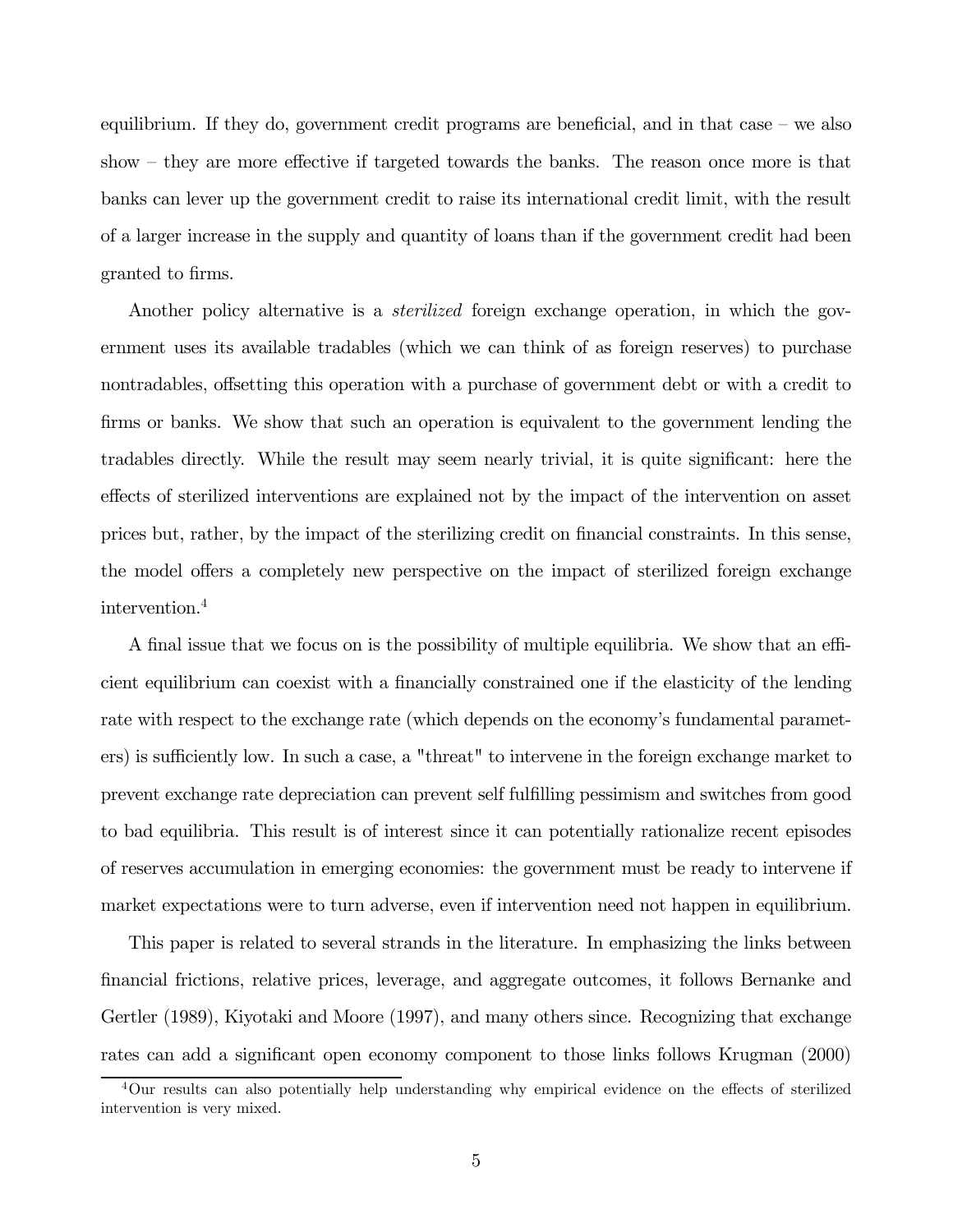equilibrium. If they do, government credit programs are beneficial, and in that case – we also show – they are more effective if targeted towards the banks. The reason once more is that banks can lever up the government credit to raise its international credit limit, with the result of a larger increase in the supply and quantity of loans than if the government credit had been granted to firms.

Another policy alternative is a *sterilized* foreign exchange operation, in which the government uses its available tradables (which we can think of as foreign reserves) to purchase nontradables, offsetting this operation with a purchase of government debt or with a credit to firms or banks. We show that such an operation is equivalent to the government lending the tradables directly. While the result may seem nearly trivial, it is quite significant: here the effects of sterilized interventions are explained not by the impact of the intervention on asset prices but, rather, by the impact of the sterilizing credit on financial constraints. In this sense, the model offers a completely new perspective on the impact of sterilized foreign exchange intervention.[4]

A final issue that we focus on is the possibility of multiple equilibria. We show that an efficient equilibrium can coexist with a financially constrained one if the elasticity of the lending rate with respect to the exchange rate (which depends on the economy's fundamental parameters) is sufficiently low. In such a case, a "threat" to intervene in the foreign exchange market to prevent exchange rate depreciation can prevent self fulfilling pessimism and switches from good to bad equilibria. This result is of interest since it can potentially rationalize recent episodes of reserves accumulation in emerging economies: the government must be ready to intervene if market expectations were to turn adverse, even if intervention need not happen in equilibrium.

This paper is related to several strands in the literature. In emphasizing the links between financial frictions, relative prices, leverage, and aggregate outcomes, it follows Bernanke and Gertler (1989), Kiyotaki and Moore (1997), and many others since. Recognizing that exchange rates can add a significant open economy component to those links follows Krugman (2000)

[4] Our results can also potentially help understanding why empirical evidence on the effects of sterilized intervention is very mixed.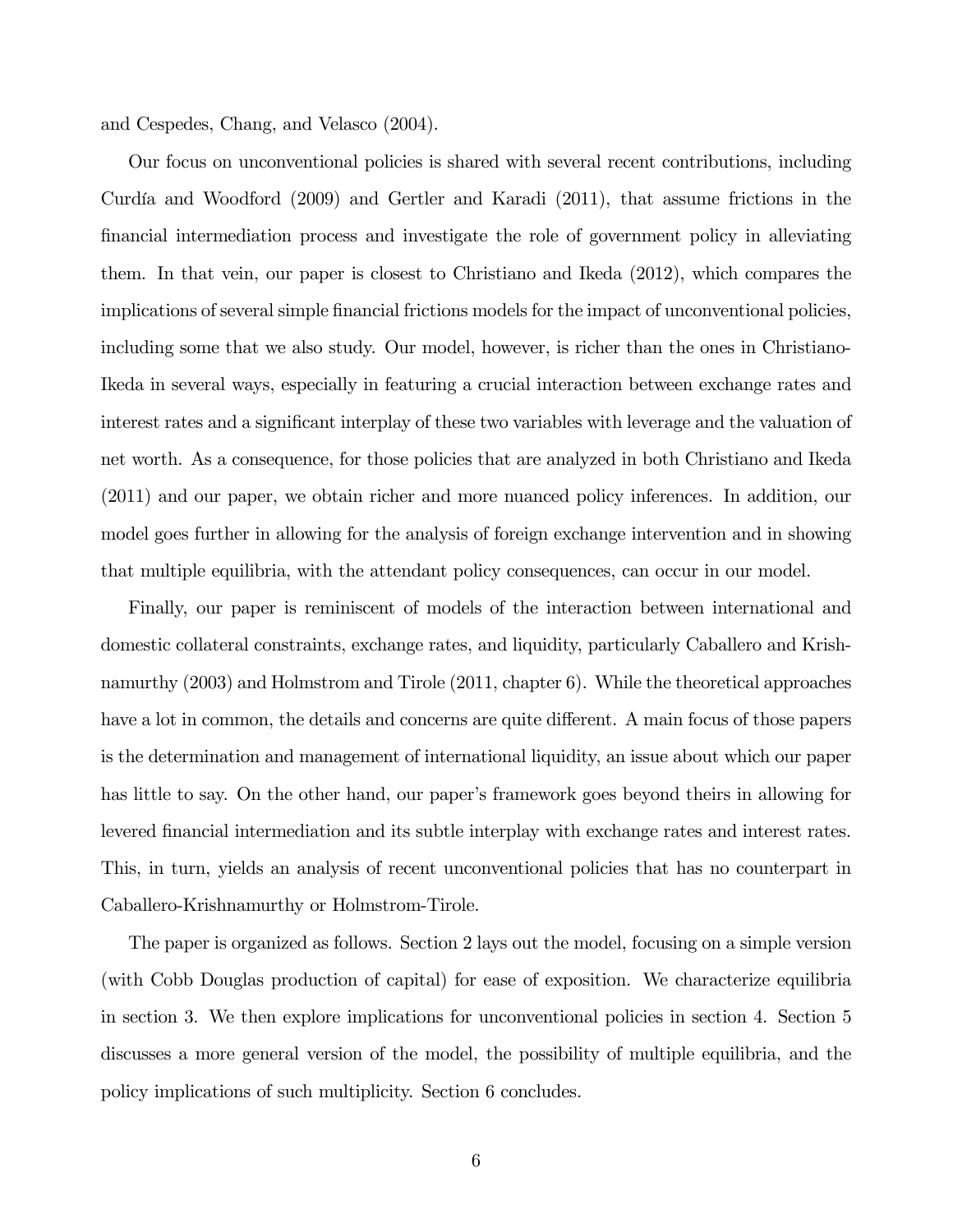and Cespedes, Chang, and Velasco (2004).

Our focus on unconventional policies is shared with several recent contributions, including Curdía and Woodford (2009) and Gertler and Karadi (2011), that assume frictions in the financial intermediation process and investigate the role of government policy in alleviating them. In that vein, our paper is closest to Christiano and Ikeda (2012), which compares the implications of several simple financial frictions models for the impact of unconventional policies, including some that we also study. Our model, however, is richer than the ones in Christiano-Ikeda in several ways, especially in featuring a crucial interaction between exchange rates and interest rates and a significant interplay of these two variables with leverage and the valuation of net worth. As a consequence, for those policies that are analyzed in both Christiano and Ikeda (2011) and our paper, we obtain richer and more nuanced policy inferences. In addition, our model goes further in allowing for the analysis of foreign exchange intervention and in showing that multiple equilibria, with the attendant policy consequences, can occur in our model.

Finally, our paper is reminiscent of models of the interaction between international and domestic collateral constraints, exchange rates, and liquidity, particularly Caballero and Krishnamurthy (2003) and Holmstrom and Tirole (2011, chapter 6). While the theoretical approaches have a lot in common, the details and concerns are quite different. A main focus of those papers is the determination and management of international liquidity, an issue about which our paper has little to say. On the other hand, our paper's framework goes beyond theirs in allowing for levered financial intermediation and its subtle interplay with exchange rates and interest rates. This, in turn, yields an analysis of recent unconventional policies that has no counterpart in Caballero-Krishnamurthy or Holmstrom-Tirole.

The paper is organized as follows. Section 2 lays out the model, focusing on a simple version (with Cobb Douglas production of capital) for ease of exposition. We characterize equilibria in section 3. We then explore implications for unconventional policies in section 4. Section 5 discusses a more general version of the model, the possibility of multiple equilibria, and the policy implications of such multiplicity. Section 6 concludes.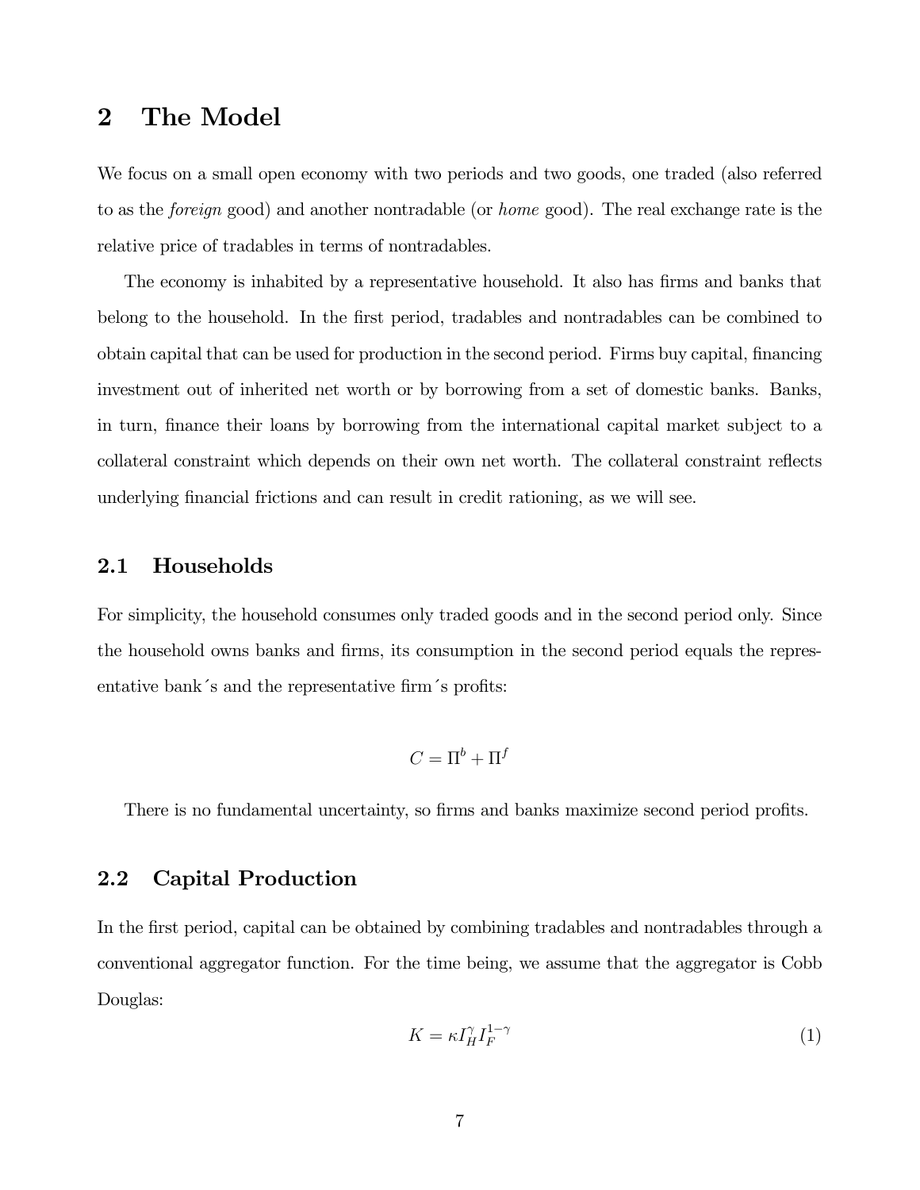## 2 The Model

We focus on a small open economy with two periods and two goods, one traded (also referred to as the *foreign* good) and another nontradable (or *home* good). The real exchange rate is the relative price of tradables in terms of nontradables.

The economy is inhabited by a representative household. It also has firms and banks that belong to the household. In the first period, tradables and nontradables can be combined to obtain capital that can be used for production in the second period. Firms buy capital, financing investment out of inherited net worth or by borrowing from a set of domestic banks. Banks, in turn, finance their loans by borrowing from the international capital market subject to a collateral constraint which depends on their own net worth. The collateral constraint reflects underlying financial frictions and can result in credit rationing, as we will see.

### 2.1 Households

For simplicity, the household consumes only traded goods and in the second period only. Since the household owns banks and firms, its consumption in the second period equals the representative bank´s and the representative firm´s profits:

$$C = \Pi^b + \Pi^f$$

There is no fundamental uncertainty, so firms and banks maximize second period profits.

### 2.2 Capital Production

In the first period, capital can be obtained by combining tradables and nontradables through a conventional aggregator function. For the time being, we assume that the aggregator is Cobb Douglas:

$$K = \kappa I_H^{\gamma} I_F^{1-\gamma} \tag{1}$$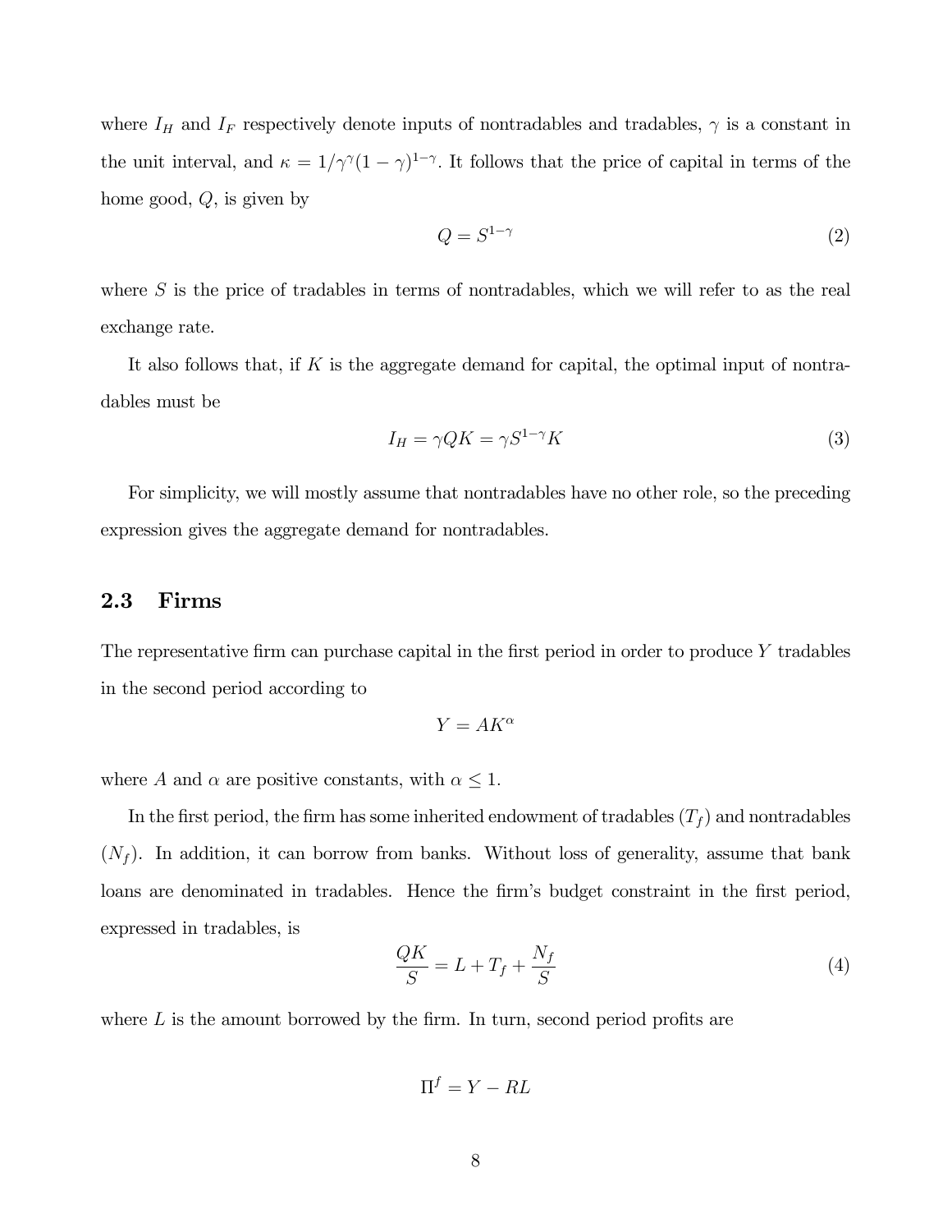where $I_H$ and $I_F$ respectively denote inputs of nontradables and tradables, $\gamma$ is a constant in the unit interval, and $\kappa = 1/\gamma^{\gamma}(1-\gamma)^{1-\gamma}$. It follows that the price of capital in terms of the home good, $Q$, is given by

$$Q = S^{1-\gamma} \tag{2}$$

where $S$ is the price of tradables in terms of nontradables, which we will refer to as the real exchange rate.

It also follows that, if $K$ is the aggregate demand for capital, the optimal input of nontradables must be

$$I_H = \gamma Q K = \gamma S^{1-\gamma} K \tag{3}$$

For simplicity, we will mostly assume that nontradables have no other role, so the preceding expression gives the aggregate demand for nontradables.

## 2.3 Firms

The representative firm can purchase capital in the first period in order to produce $Y$ tradables in the second period according to

$$Y = AK^{\alpha}$$

where $A$ and $\alpha$ are positive constants, with $\alpha \leq 1$.

In the first period, the firm has some inherited endowment of tradables ($T_f$) and nontradables ($N_f$). In addition, it can borrow from banks. Without loss of generality, assume that bank loans are denominated in tradables. Hence the firm's budget constraint in the first period, expressed in tradables, is

$$\frac{QK}{S} = L + T_f + \frac{N_f}{S} \tag{4}$$

where $L$ is the amount borrowed by the firm. In turn, second period profits are

$$\Pi^f = Y - RL$$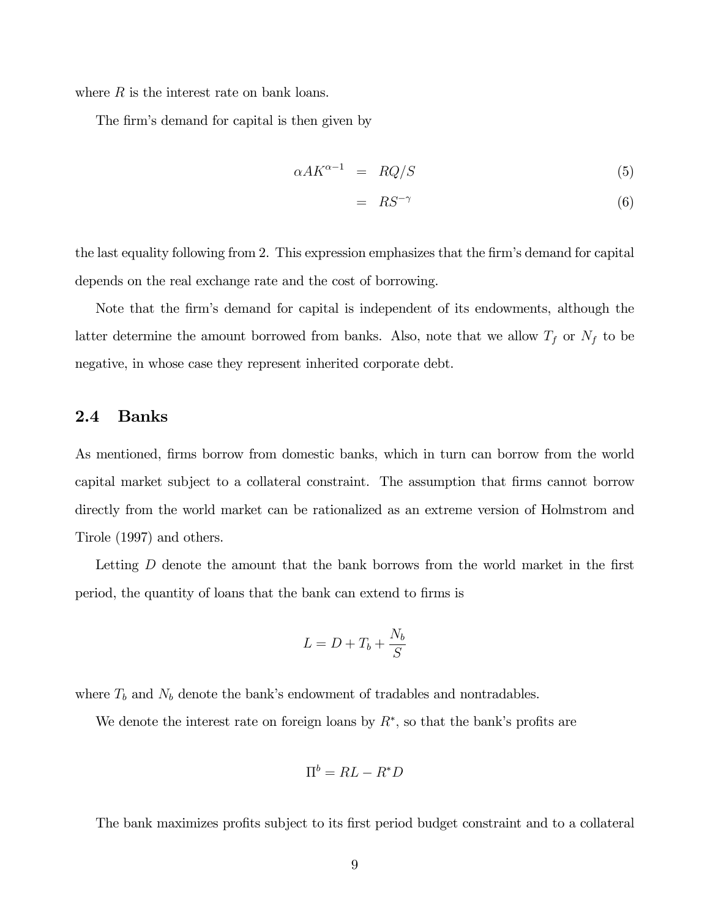where $R$ is the interest rate on bank loans.

The firm's demand for capital is then given by

$$\alpha A K^{\alpha-1} = RQ/S \tag{5}$$

$$= RS^{-\gamma} \tag{6}$$

the last equality following from 2. This expression emphasizes that the firm's demand for capital depends on the real exchange rate and the cost of borrowing.

Note that the firm's demand for capital is independent of its endowments, although the latter determine the amount borrowed from banks. Also, note that we allow $T_f$ or $N_f$ to be negative, in whose case they represent inherited corporate debt.

## 2.4 Banks

As mentioned, firms borrow from domestic banks, which in turn can borrow from the world capital market subject to a collateral constraint. The assumption that firms cannot borrow directly from the world market can be rationalized as an extreme version of Holmstrom and Tirole (1997) and others.

Letting $D$ denote the amount that the bank borrows from the world market in the first period, the quantity of loans that the bank can extend to firms is

$$L = D + T_b + \frac{N_b}{S}$$

where $T_b$ and $N_b$ denote the bank's endowment of tradables and nontradables.

We denote the interest rate on foreign loans by $R^*$, so that the bank's profits are

$$\Pi^b = RL - R^* D$$

The bank maximizes profits subject to its first period budget constraint and to a collateral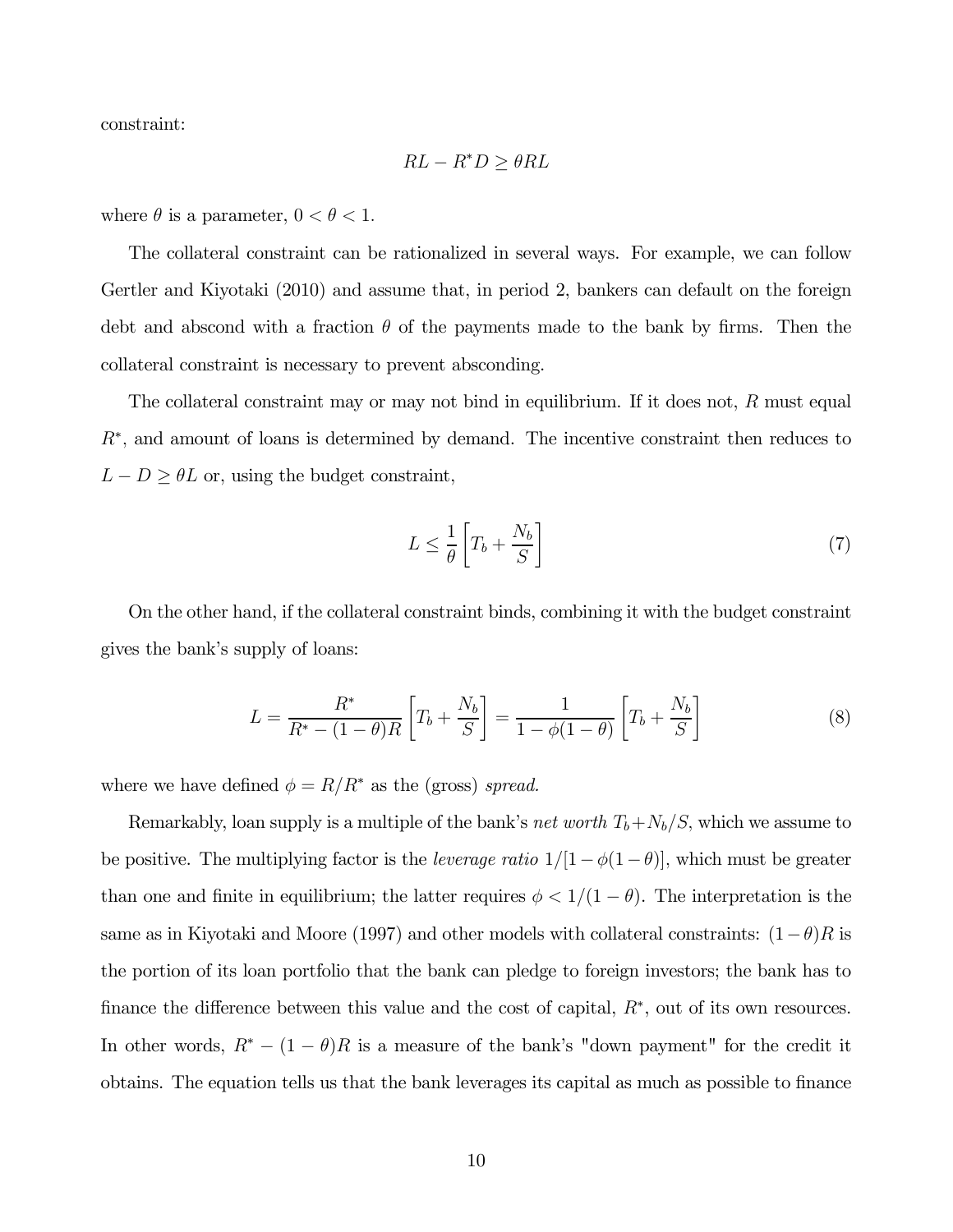constraint:

$$RL - R^{*}D \geq \theta RL$$

where $\theta$ is a parameter, $0 < \theta < 1$.

The collateral constraint can be rationalized in several ways. For example, we can follow Gertler and Kiyotaki (2010) and assume that, in period 2, bankers can default on the foreign debt and abscond with a fraction $\theta$ of the payments made to the bank by firms. Then the collateral constraint is necessary to prevent absconding.

The collateral constraint may or may not bind in equilibrium. If it does not, $R$ must equal $R^{*}$, and amount of loans is determined by demand. The incentive constraint then reduces to $L - D \geq \theta L$ or, using the budget constraint,

$$L \leq \frac{1}{\theta}\left[T_b + \frac{N_b}{S}\right] \tag{7}$$

On the other hand, if the collateral constraint binds, combining it with the budget constraint gives the bank's supply of loans:

$$L = \frac{R^{*}}{R^{*} - (1-\theta)R}\left[T_b + \frac{N_b}{S}\right] = \frac{1}{1 - \phi(1-\theta)}\left[T_b + \frac{N_b}{S}\right] \tag{8}$$

where we have defined $\phi = R/R^{*}$ as the (gross) *spread.*

Remarkably, loan supply is a multiple of the bank's *net worth* $T_b + N_b/S$, which we assume to be positive. The multiplying factor is the *leverage ratio* $1/[1 - \phi(1-\theta)]$, which must be greater than one and finite in equilibrium; the latter requires $\phi < 1/(1-\theta)$. The interpretation is the same as in Kiyotaki and Moore (1997) and other models with collateral constraints: $(1-\theta)R$ is the portion of its loan portfolio that the bank can pledge to foreign investors; the bank has to finance the difference between this value and the cost of capital, $R^{*}$, out of its own resources. In other words, $R^{*} - (1-\theta)R$ is a measure of the bank's "down payment" for the credit it obtains. The equation tells us that the bank leverages its capital as much as possible to finance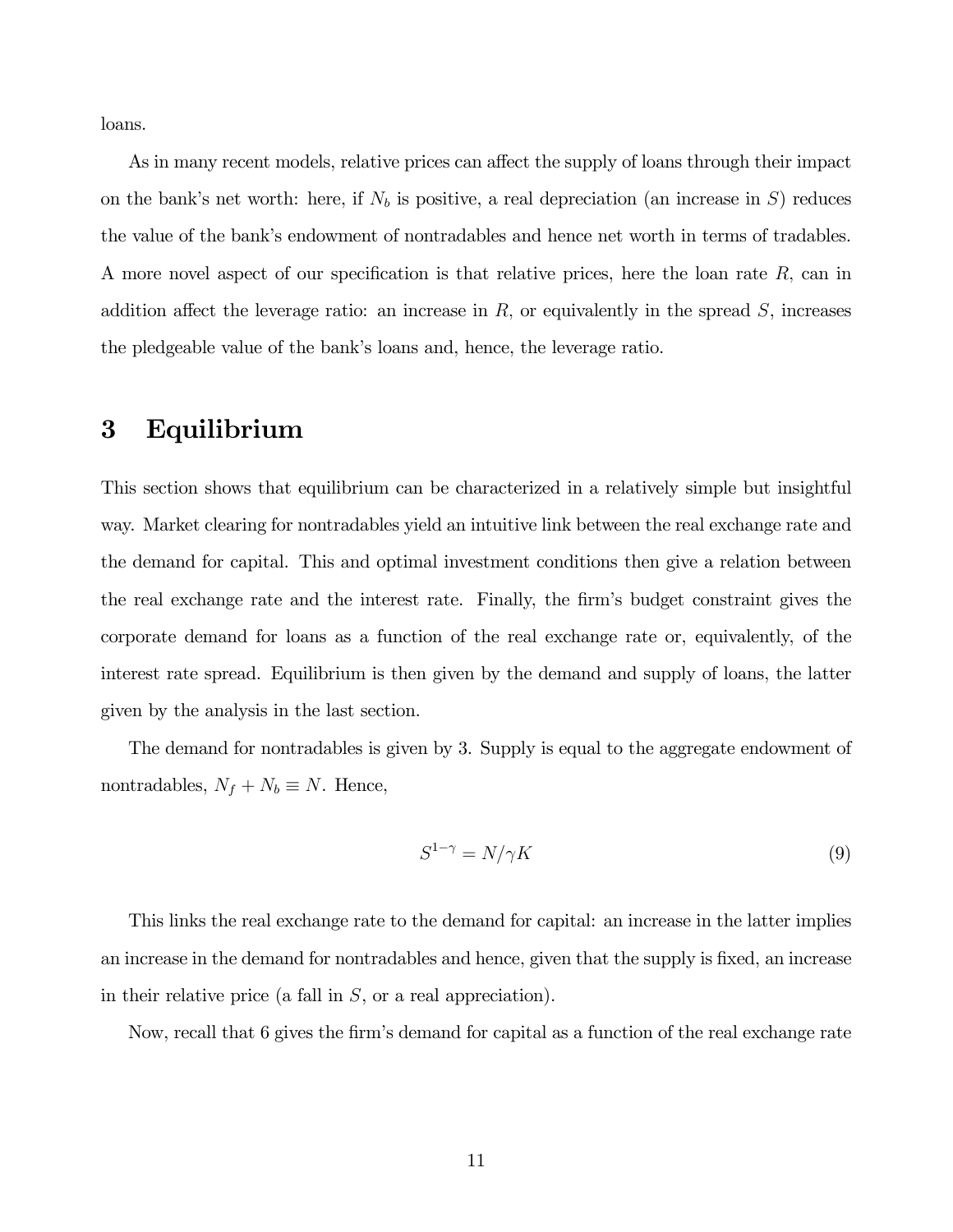loans.

As in many recent models, relative prices can affect the supply of loans through their impact on the bank's net worth: here, if $N_b$ is positive, a real depreciation (an increase in $S$) reduces the value of the bank's endowment of nontradables and hence net worth in terms of tradables. A more novel aspect of our specification is that relative prices, here the loan rate $R$, can in addition affect the leverage ratio: an increase in $R$, or equivalently in the spread $S$, increases the pledgeable value of the bank's loans and, hence, the leverage ratio.

# 3 Equilibrium

This section shows that equilibrium can be characterized in a relatively simple but insightful way. Market clearing for nontradables yield an intuitive link between the real exchange rate and the demand for capital. This and optimal investment conditions then give a relation between the real exchange rate and the interest rate. Finally, the firm's budget constraint gives the corporate demand for loans as a function of the real exchange rate or, equivalently, of the interest rate spread. Equilibrium is then given by the demand and supply of loans, the latter given by the analysis in the last section.

The demand for nontradables is given by 3. Supply is equal to the aggregate endowment of nontradables, $N_f + N_b \equiv N$. Hence,

$$S^{1-\gamma} = N/\gamma K \tag{9}$$

This links the real exchange rate to the demand for capital: an increase in the latter implies an increase in the demand for nontradables and hence, given that the supply is fixed, an increase in their relative price (a fall in $S$, or a real appreciation).

Now, recall that 6 gives the firm's demand for capital as a function of the real exchange rate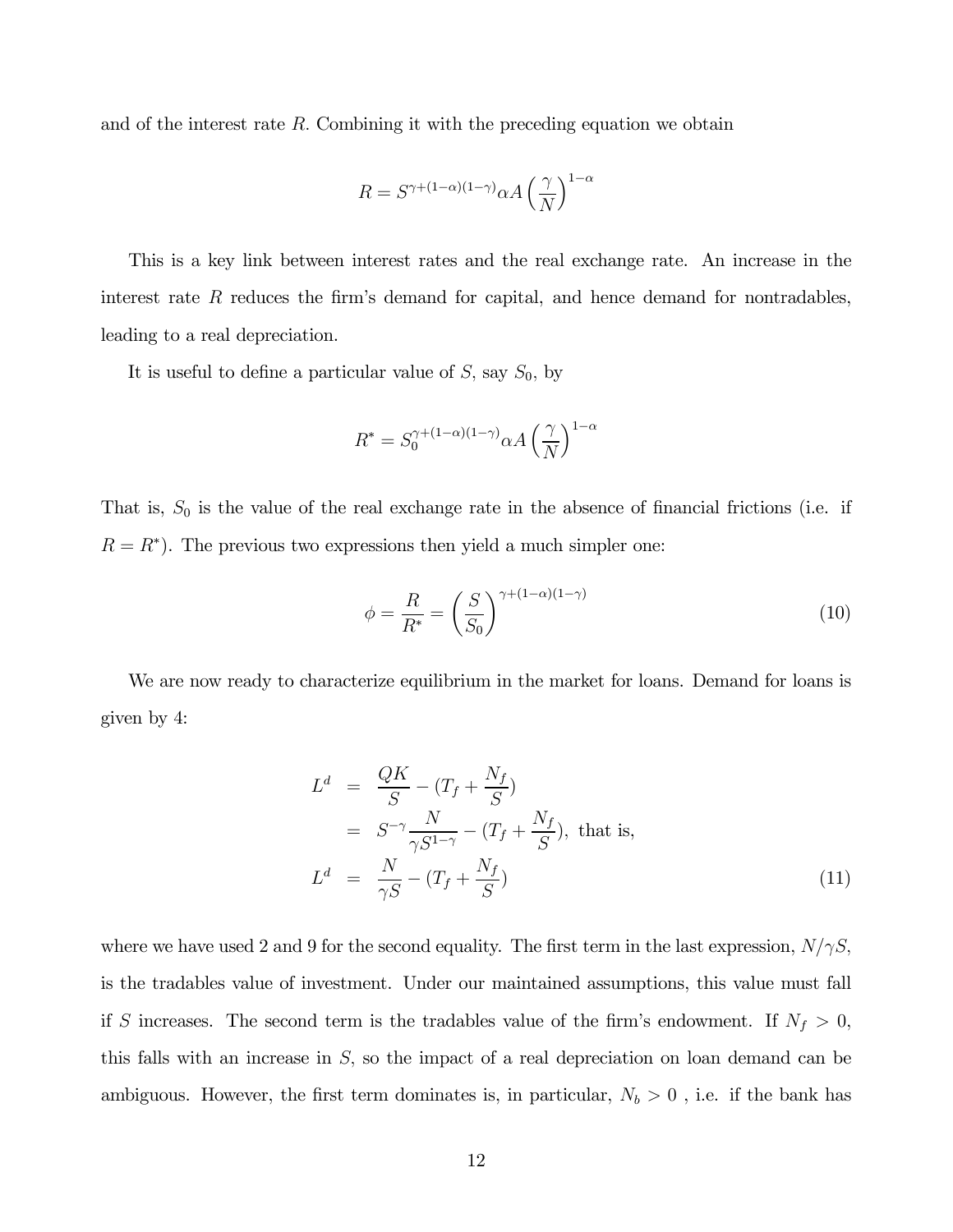and of the interest rate $R$. Combining it with the preceding equation we obtain

$$R = S^{\gamma+(1-\alpha)(1-\gamma)} \alpha A \left(\frac{\gamma}{N}\right)^{1-\alpha}$$

This is a key link between interest rates and the real exchange rate. An increase in the interest rate $R$ reduces the firm's demand for capital, and hence demand for nontradables, leading to a real depreciation.

It is useful to define a particular value of $S$, say $S_0$, by

$$R^* = S_0^{\gamma+(1-\alpha)(1-\gamma)} \alpha A \left(\frac{\gamma}{N}\right)^{1-\alpha}$$

That is, $S_0$ is the value of the real exchange rate in the absence of financial frictions (i.e. if $R = R^*$). The previous two expressions then yield a much simpler one:

$$\phi = \frac{R}{R^*} = \left(\frac{S}{S_0}\right)^{\gamma+(1-\alpha)(1-\gamma)} \tag{10}$$

We are now ready to characterize equilibrium in the market for loans. Demand for loans is given by 4:

$$\begin{aligned}
L^d &= \frac{QK}{S} - (T_f + \frac{N_f}{S}) \\
&= S^{-\gamma} \frac{N}{\gamma S^{1-\gamma}} - (T_f + \frac{N_f}{S}), \text{ that is,} \\
L^d &= \frac{N}{\gamma S} - (T_f + \frac{N_f}{S})
\end{aligned} \tag{11}$$

where we have used 2 and 9 for the second equality. The first term in the last expression, $N/\gamma S$, is the tradables value of investment. Under our maintained assumptions, this value must fall if $S$ increases. The second term is the tradables value of the firm's endowment. If $N_f > 0$, this falls with an increase in $S$, so the impact of a real depreciation on loan demand can be ambiguous. However, the first term dominates is, in particular, $N_b > 0$ , i.e. if the bank has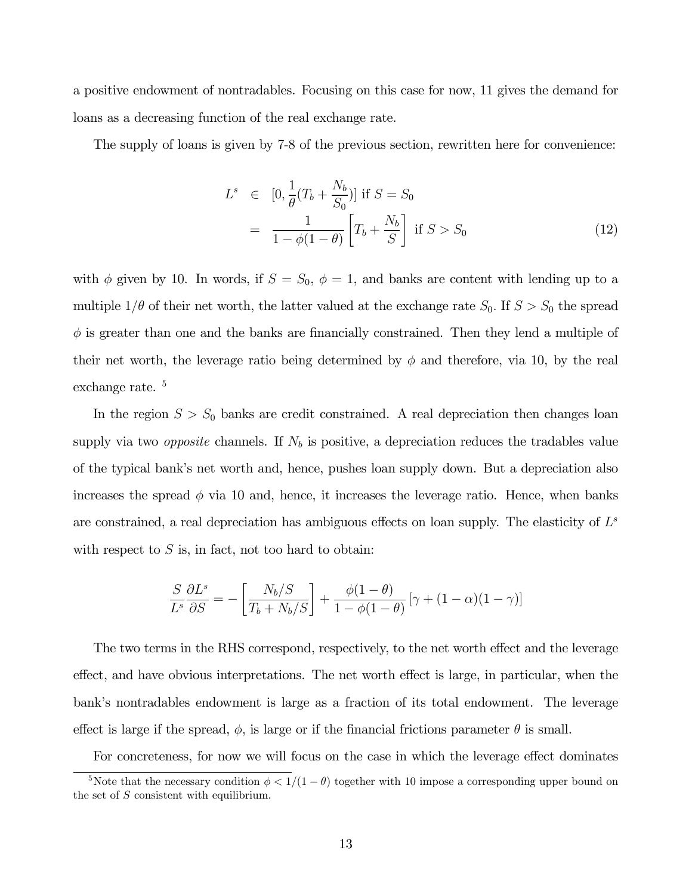a positive endowment of nontradables. Focusing on this case for now, 11 gives the demand for loans as a decreasing function of the real exchange rate.

The supply of loans is given by 7-8 of the previous section, rewritten here for convenience:

$$
\begin{aligned}
L^s &\in [0, \frac{1}{\theta}(T_b + \frac{N_b}{S_0})] \text{ if } S = S_0 \\
&= \frac{1}{1 - \phi(1-\theta)} \left[ T_b + \frac{N_b}{S} \right] \text{ if } S > S_0
\end{aligned}
\tag{12}
$$

with $\phi$ given by 10. In words, if $S = S_0$, $\phi = 1$, and banks are content with lending up to a multiple $1/\theta$ of their net worth, the latter valued at the exchange rate $S_0$. If $S > S_0$ the spread $\phi$ is greater than one and the banks are financially constrained. Then they lend a multiple of their net worth, the leverage ratio being determined by $\phi$ and therefore, via 10, by the real exchange rate. [5]

In the region $S > S_0$ banks are credit constrained. A real depreciation then changes loan supply via two *opposite* channels. If $N_b$ is positive, a depreciation reduces the tradables value of the typical bank's net worth and, hence, pushes loan supply down. But a depreciation also increases the spread $\phi$ via 10 and, hence, it increases the leverage ratio. Hence, when banks are constrained, a real depreciation has ambiguous effects on loan supply. The elasticity of $L^s$ with respect to $S$ is, in fact, not too hard to obtain:

$$
\frac{S}{L^s} \frac{\partial L^s}{\partial S} = -\left[ \frac{N_b/S}{T_b + N_b/S} \right] + \frac{\phi(1-\theta)}{1 - \phi(1-\theta)} \left[ \gamma + (1-\alpha)(1-\gamma) \right]
$$

The two terms in the RHS correspond, respectively, to the net worth effect and the leverage effect, and have obvious interpretations. The net worth effect is large, in particular, when the bank's nontradables endowment is large as a fraction of its total endowment. The leverage effect is large if the spread, $\phi$, is large or if the financial frictions parameter $\theta$ is small.

For concreteness, for now we will focus on the case in which the leverage effect dominates

[5] Note that the necessary condition $\phi < 1/(1-\theta)$ together with 10 impose a corresponding upper bound on the set of $S$ consistent with equilibrium.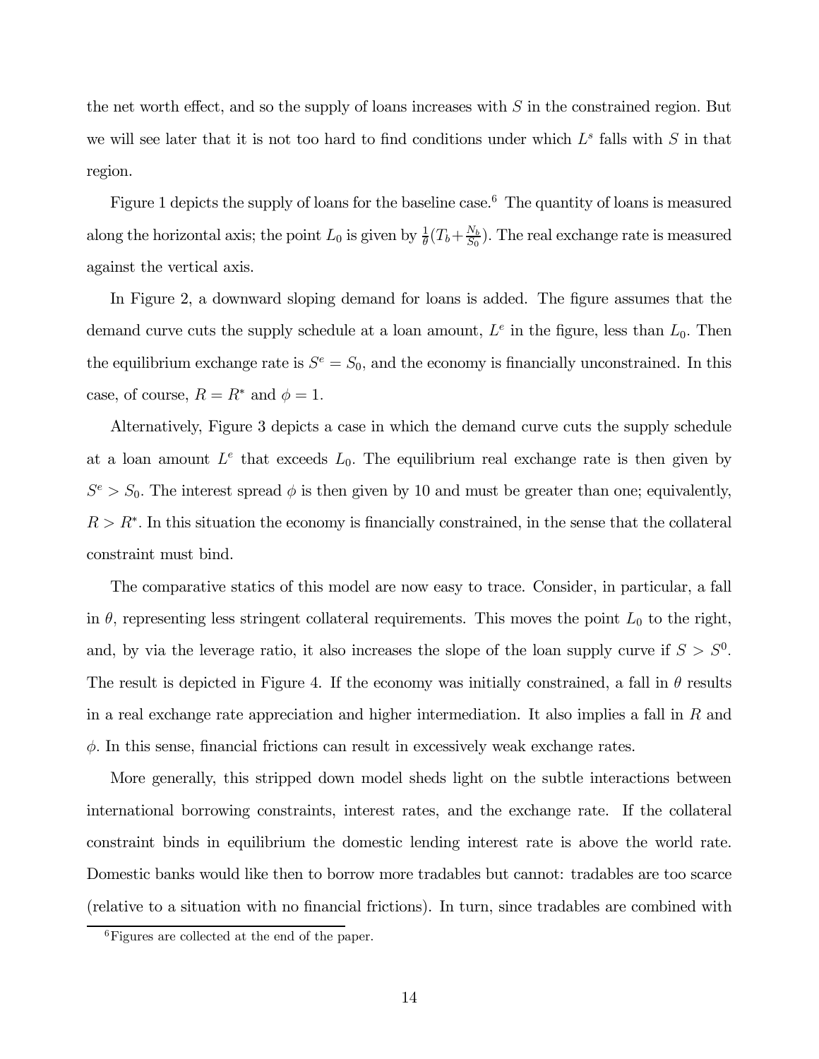the net worth effect, and so the supply of loans increases with $S$ in the constrained region. But we will see later that it is not too hard to find conditions under which $L^s$ falls with $S$ in that region.

Figure 1 depicts the supply of loans for the baseline case.[6] The quantity of loans is measured along the horizontal axis; the point $L_0$ is given by $\frac{1}{\theta}(T_b + \frac{N_b}{S_0})$. The real exchange rate is measured against the vertical axis.

In Figure 2, a downward sloping demand for loans is added. The figure assumes that the demand curve cuts the supply schedule at a loan amount, $L^e$ in the figure, less than $L_0$. Then the equilibrium exchange rate is $S^e = S_0$, and the economy is financially unconstrained. In this case, of course, $R = R^*$ and $\phi = 1$.

Alternatively, Figure 3 depicts a case in which the demand curve cuts the supply schedule at a loan amount $L^e$ that exceeds $L_0$. The equilibrium real exchange rate is then given by $S^e > S_0$. The interest spread $\phi$ is then given by 10 and must be greater than one; equivalently, $R > R^*$. In this situation the economy is financially constrained, in the sense that the collateral constraint must bind.

The comparative statics of this model are now easy to trace. Consider, in particular, a fall in $\theta$, representing less stringent collateral requirements. This moves the point $L_0$ to the right, and, by via the leverage ratio, it also increases the slope of the loan supply curve if $S > S^0$. The result is depicted in Figure 4. If the economy was initially constrained, a fall in $\theta$ results in a real exchange rate appreciation and higher intermediation. It also implies a fall in $R$ and $\phi$. In this sense, financial frictions can result in excessively weak exchange rates.

More generally, this stripped down model sheds light on the subtle interactions between international borrowing constraints, interest rates, and the exchange rate. If the collateral constraint binds in equilibrium the domestic lending interest rate is above the world rate. Domestic banks would like then to borrow more tradables but cannot: tradables are too scarce (relative to a situation with no financial frictions). In turn, since tradables are combined with

[6] Figures are collected at the end of the paper.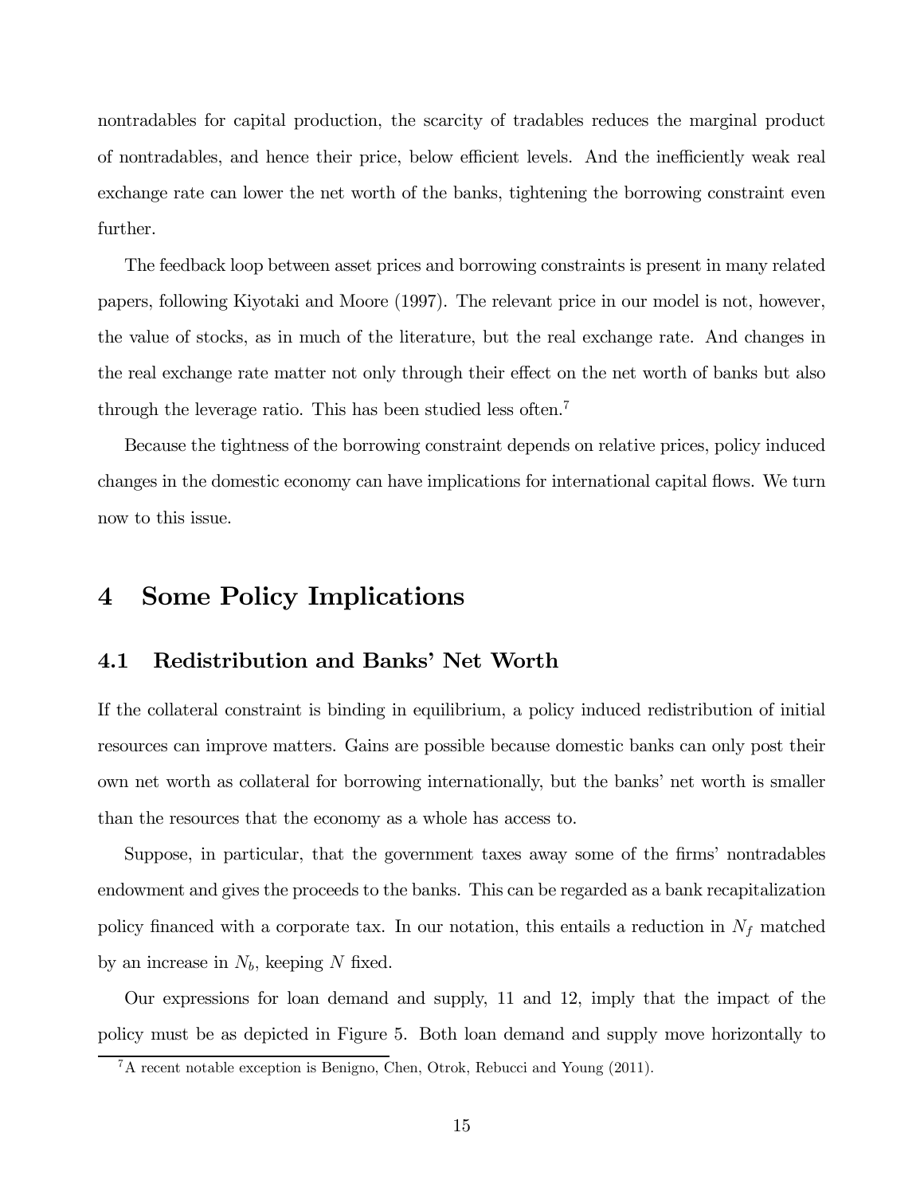nontradables for capital production, the scarcity of tradables reduces the marginal product of nontradables, and hence their price, below efficient levels. And the inefficiently weak real exchange rate can lower the net worth of the banks, tightening the borrowing constraint even further.

The feedback loop between asset prices and borrowing constraints is present in many related papers, following Kiyotaki and Moore (1997). The relevant price in our model is not, however, the value of stocks, as in much of the literature, but the real exchange rate. And changes in the real exchange rate matter not only through their effect on the net worth of banks but also through the leverage ratio. This has been studied less often.[7]

Because the tightness of the borrowing constraint depends on relative prices, policy induced changes in the domestic economy can have implications for international capital flows. We turn now to this issue.

# 4 Some Policy Implications

## 4.1 Redistribution and Banks' Net Worth

If the collateral constraint is binding in equilibrium, a policy induced redistribution of initial resources can improve matters. Gains are possible because domestic banks can only post their own net worth as collateral for borrowing internationally, but the banks' net worth is smaller than the resources that the economy as a whole has access to.

Suppose, in particular, that the government taxes away some of the firms' nontradables endowment and gives the proceeds to the banks. This can be regarded as a bank recapitalization policy financed with a corporate tax. In our notation, this entails a reduction in $N_f$ matched by an increase in $N_b$, keeping $N$ fixed.

Our expressions for loan demand and supply, 11 and 12, imply that the impact of the policy must be as depicted in Figure 5. Both loan demand and supply move horizontally to

[7] A recent notable exception is Benigno, Chen, Otrok, Rebucci and Young (2011).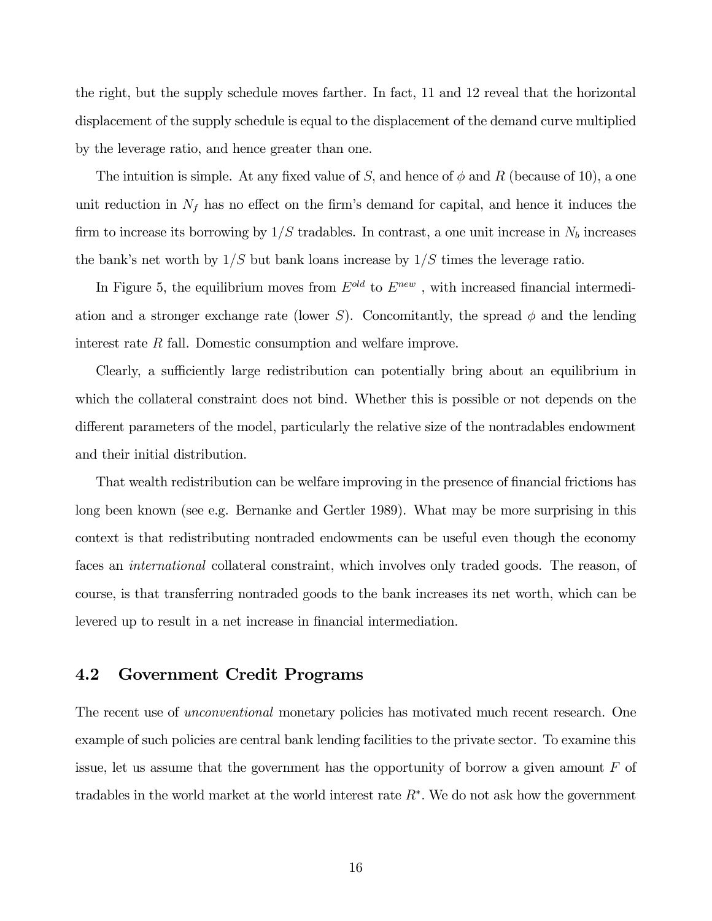the right, but the supply schedule moves farther. In fact, 11 and 12 reveal that the horizontal displacement of the supply schedule is equal to the displacement of the demand curve multiplied by the leverage ratio, and hence greater than one.

The intuition is simple. At any fixed value of $S$, and hence of $\phi$ and $R$ (because of 10), a one unit reduction in $N_f$ has no effect on the firm's demand for capital, and hence it induces the firm to increase its borrowing by $1/S$ tradables. In contrast, a one unit increase in $N_b$ increases the bank's net worth by $1/S$ but bank loans increase by $1/S$ times the leverage ratio.

In Figure 5, the equilibrium moves from $E^{old}$ to $E^{new}$ , with increased financial intermediation and a stronger exchange rate (lower $S$). Concomitantly, the spread $\phi$ and the lending interest rate $R$ fall. Domestic consumption and welfare improve.

Clearly, a sufficiently large redistribution can potentially bring about an equilibrium in which the collateral constraint does not bind. Whether this is possible or not depends on the different parameters of the model, particularly the relative size of the nontradables endowment and their initial distribution.

That wealth redistribution can be welfare improving in the presence of financial frictions has long been known (see e.g. Bernanke and Gertler 1989). What may be more surprising in this context is that redistributing nontraded endowments can be useful even though the economy faces an *international* collateral constraint, which involves only traded goods. The reason, of course, is that transferring nontraded goods to the bank increases its net worth, which can be levered up to result in a net increase in financial intermediation.

## 4.2 Government Credit Programs

The recent use of *unconventional* monetary policies has motivated much recent research. One example of such policies are central bank lending facilities to the private sector. To examine this issue, let us assume that the government has the opportunity of borrow a given amount $F$ of tradables in the world market at the world interest rate $R^*$. We do not ask how the government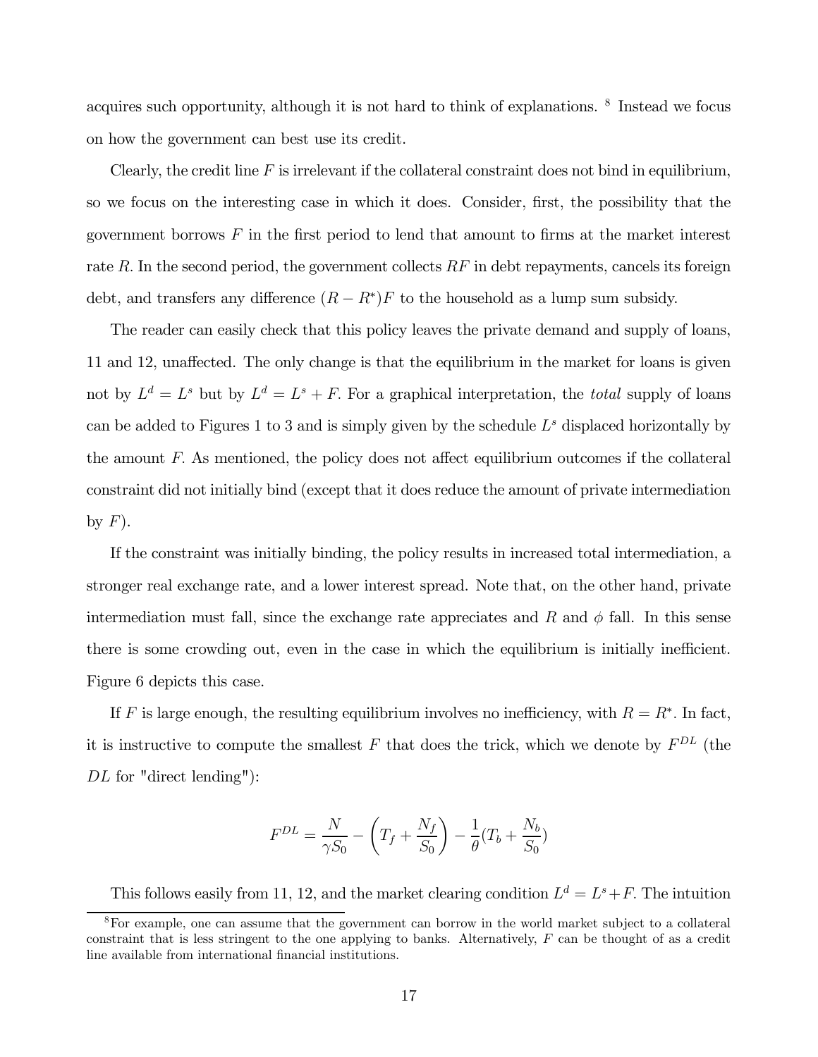acquires such opportunity, although it is not hard to think of explanations. [8] Instead we focus on how the government can best use its credit.

Clearly, the credit line $F$ is irrelevant if the collateral constraint does not bind in equilibrium, so we focus on the interesting case in which it does. Consider, first, the possibility that the government borrows $F$ in the first period to lend that amount to firms at the market interest rate $R$. In the second period, the government collects $RF$ in debt repayments, cancels its foreign debt, and transfers any difference $(R - R^*)F$ to the household as a lump sum subsidy.

The reader can easily check that this policy leaves the private demand and supply of loans, 11 and 12, unaffected. The only change is that the equilibrium in the market for loans is given not by $L^d = L^s$ but by $L^d = L^s + F$. For a graphical interpretation, the *total* supply of loans can be added to Figures 1 to 3 and is simply given by the schedule $L^s$ displaced horizontally by the amount $F$. As mentioned, the policy does not affect equilibrium outcomes if the collateral constraint did not initially bind (except that it does reduce the amount of private intermediation by $F$).

If the constraint was initially binding, the policy results in increased total intermediation, a stronger real exchange rate, and a lower interest spread. Note that, on the other hand, private intermediation must fall, since the exchange rate appreciates and $R$ and $\phi$ fall. In this sense there is some crowding out, even in the case in which the equilibrium is initially inefficient. Figure 6 depicts this case.

If $F$ is large enough, the resulting equilibrium involves no inefficiency, with $R = R^*$. In fact, it is instructive to compute the smallest $F$ that does the trick, which we denote by $F^{DL}$ (the $DL$ for "direct lending"):

$$F^{DL} = \frac{N}{\gamma S_0} - \left( T_f + \frac{N_f}{S_0} \right) - \frac{1}{\theta}(T_b + \frac{N_b}{S_0})$$

This follows easily from 11, 12, and the market clearing condition $L^d = L^s + F$. The intuition

[8] For example, one can assume that the government can borrow in the world market subject to a collateral constraint that is less stringent to the one applying to banks. Alternatively, $F$ can be thought of as a credit line available from international financial institutions.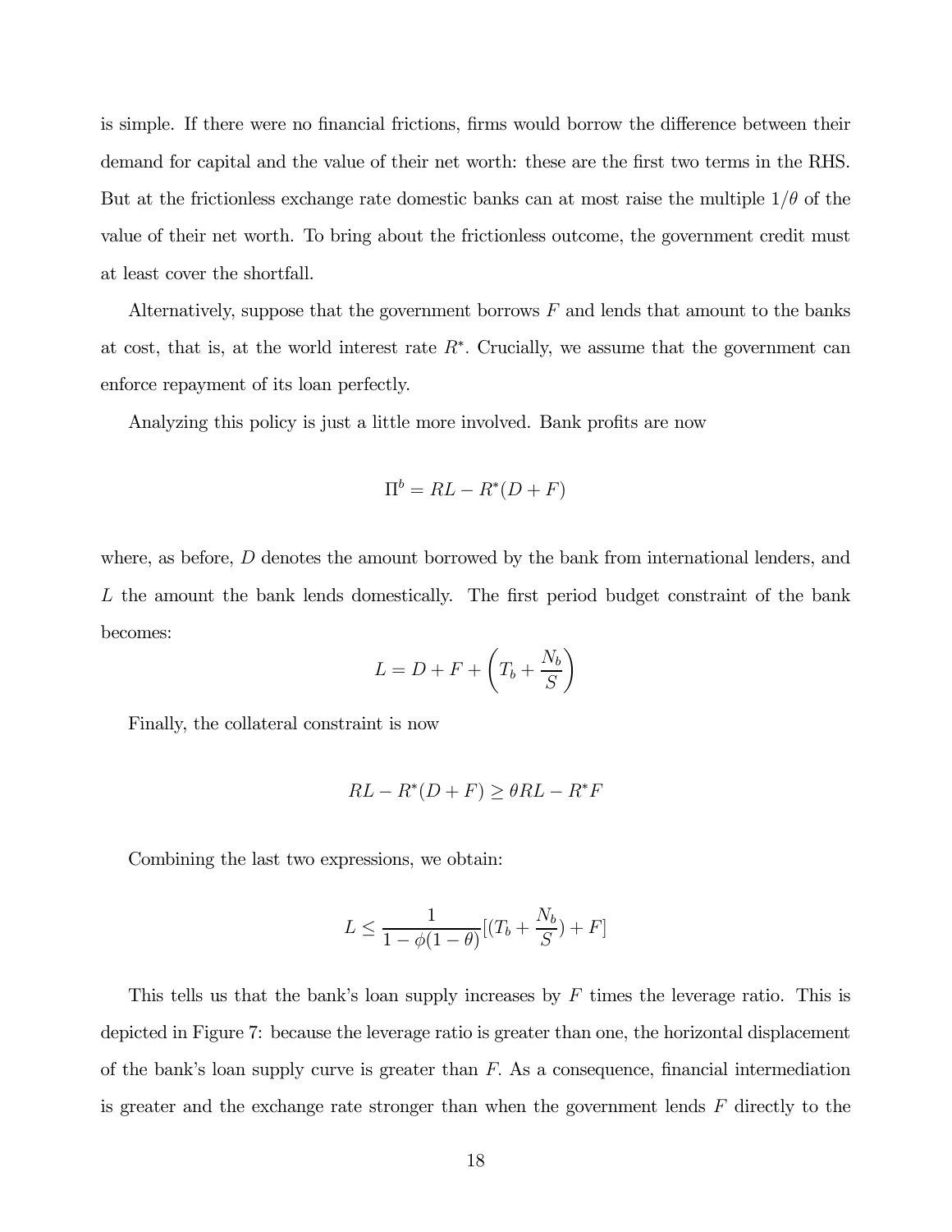is simple. If there were no financial frictions, firms would borrow the difference between their demand for capital and the value of their net worth: these are the first two terms in the RHS. But at the frictionless exchange rate domestic banks can at most raise the multiple $1/\theta$ of the value of their net worth. To bring about the frictionless outcome, the government credit must at least cover the shortfall.

Alternatively, suppose that the government borrows $F$ and lends that amount to the banks at cost, that is, at the world interest rate $R^*$. Crucially, we assume that the government can enforce repayment of its loan perfectly.

Analyzing this policy is just a little more involved. Bank profits are now

$$\Pi^b = RL - R^*(D + F)$$

where, as before, $D$ denotes the amount borrowed by the bank from international lenders, and $L$ the amount the bank lends domestically. The first period budget constraint of the bank becomes:

$$L = D + F + \left(T_b + \frac{N_b}{S}\right)$$

Finally, the collateral constraint is now

$$RL - R^*(D + F) \geq \theta RL - R^* F$$

Combining the last two expressions, we obtain:

$$L \leq \frac{1}{1 - \phi(1 - \theta)}[(T_b + \frac{N_b}{S}) + F]$$

This tells us that the bank's loan supply increases by $F$ times the leverage ratio. This is depicted in Figure 7: because the leverage ratio is greater than one, the horizontal displacement of the bank's loan supply curve is greater than $F$. As a consequence, financial intermediation is greater and the exchange rate stronger than when the government lends $F$ directly to the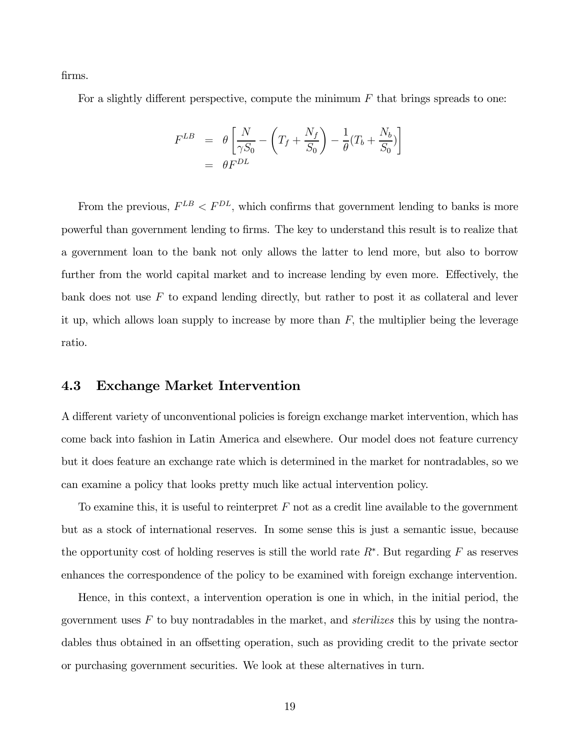firms.

For a slightly different perspective, compute the minimum $F$ that brings spreads to one:

$$
\begin{aligned}
F^{LB} &= \theta \left[ \frac{N}{\gamma S_0} - \left( T_f + \frac{N_f}{S_0} \right) - \frac{1}{\theta}(T_b + \frac{N_b}{S_0}) \right] \\
&= \theta F^{DL}
\end{aligned}
$$

From the previous, $F^{LB} < F^{DL}$, which confirms that government lending to banks is more powerful than government lending to firms. The key to understand this result is to realize that a government loan to the bank not only allows the latter to lend more, but also to borrow further from the world capital market and to increase lending by even more. Effectively, the bank does not use $F$ to expand lending directly, but rather to post it as collateral and lever it up, which allows loan supply to increase by more than $F$, the multiplier being the leverage ratio.

## 4.3 Exchange Market Intervention

A different variety of unconventional policies is foreign exchange market intervention, which has come back into fashion in Latin America and elsewhere. Our model does not feature currency but it does feature an exchange rate which is determined in the market for nontradables, so we can examine a policy that looks pretty much like actual intervention policy.

To examine this, it is useful to reinterpret $F$ not as a credit line available to the government but as a stock of international reserves. In some sense this is just a semantic issue, because the opportunity cost of holding reserves is still the world rate $R^*$. But regarding $F$ as reserves enhances the correspondence of the policy to be examined with foreign exchange intervention.

Hence, in this context, a intervention operation is one in which, in the initial period, the government uses $F$ to buy nontradables in the market, and *sterilizes* this by using the nontradables thus obtained in an offsetting operation, such as providing credit to the private sector or purchasing government securities. We look at these alternatives in turn.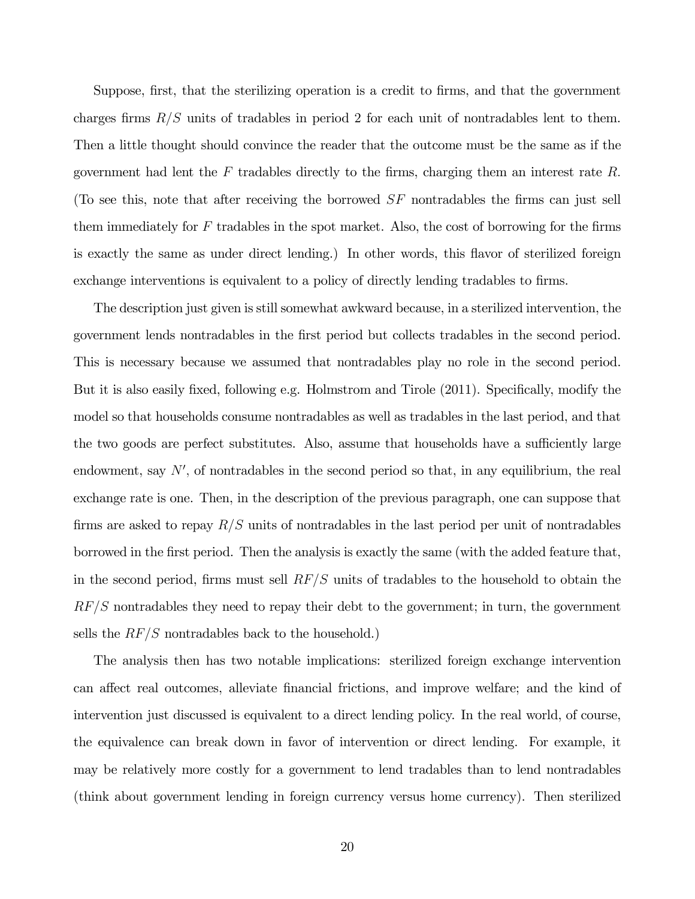Suppose, first, that the sterilizing operation is a credit to firms, and that the government charges firms $R/S$ units of tradables in period 2 for each unit of nontradables lent to them. Then a little thought should convince the reader that the outcome must be the same as if the government had lent the $F$ tradables directly to the firms, charging them an interest rate $R$. (To see this, note that after receiving the borrowed $SF$ nontradables the firms can just sell them immediately for $F$ tradables in the spot market. Also, the cost of borrowing for the firms is exactly the same as under direct lending.) In other words, this flavor of sterilized foreign exchange interventions is equivalent to a policy of directly lending tradables to firms.

The description just given is still somewhat awkward because, in a sterilized intervention, the government lends nontradables in the first period but collects tradables in the second period. This is necessary because we assumed that nontradables play no role in the second period. But it is also easily fixed, following e.g. Holmstrom and Tirole (2011). Specifically, modify the model so that households consume nontradables as well as tradables in the last period, and that the two goods are perfect substitutes. Also, assume that households have a sufficiently large endowment, say $N'$, of nontradables in the second period so that, in any equilibrium, the real exchange rate is one. Then, in the description of the previous paragraph, one can suppose that firms are asked to repay $R/S$ units of nontradables in the last period per unit of nontradables borrowed in the first period. Then the analysis is exactly the same (with the added feature that, in the second period, firms must sell $RF/S$ units of tradables to the household to obtain the $RF/S$ nontradables they need to repay their debt to the government; in turn, the government sells the $RF/S$ nontradables back to the household.)

The analysis then has two notable implications: sterilized foreign exchange intervention can affect real outcomes, alleviate financial frictions, and improve welfare; and the kind of intervention just discussed is equivalent to a direct lending policy. In the real world, of course, the equivalence can break down in favor of intervention or direct lending. For example, it may be relatively more costly for a government to lend tradables than to lend nontradables (think about government lending in foreign currency versus home currency). Then sterilized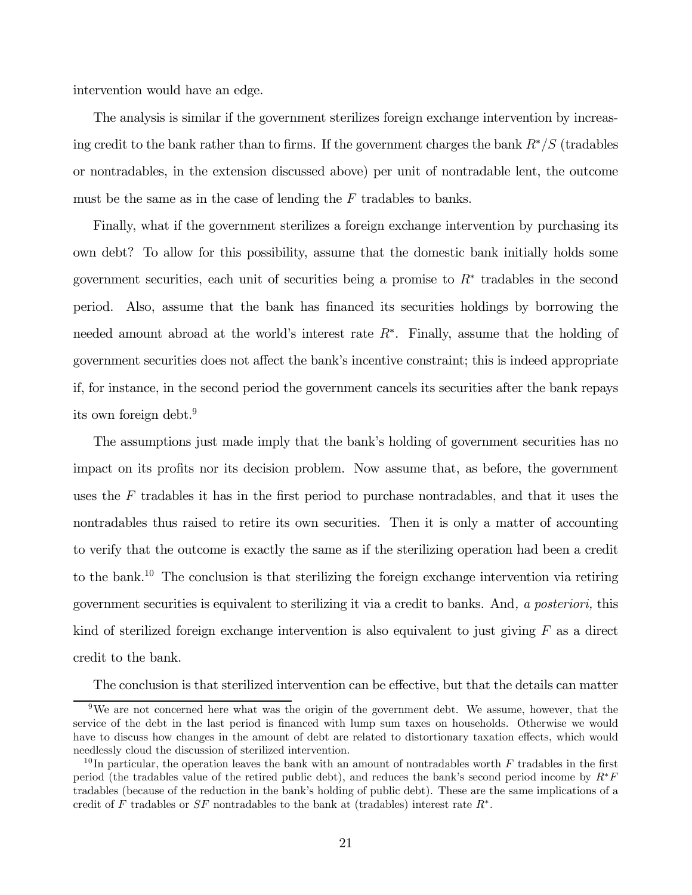intervention would have an edge.

The analysis is similar if the government sterilizes foreign exchange intervention by increasing credit to the bank rather than to firms. If the government charges the bank $R^*/S$ (tradables or nontradables, in the extension discussed above) per unit of nontradable lent, the outcome must be the same as in the case of lending the $F$ tradables to banks.

Finally, what if the government sterilizes a foreign exchange intervention by purchasing its own debt? To allow for this possibility, assume that the domestic bank initially holds some government securities, each unit of securities being a promise to $R^*$ tradables in the second period. Also, assume that the bank has financed its securities holdings by borrowing the needed amount abroad at the world's interest rate $R^*$. Finally, assume that the holding of government securities does not affect the bank's incentive constraint; this is indeed appropriate if, for instance, in the second period the government cancels its securities after the bank repays its own foreign debt.[9]

The assumptions just made imply that the bank's holding of government securities has no impact on its profits nor its decision problem. Now assume that, as before, the government uses the $F$ tradables it has in the first period to purchase nontradables, and that it uses the nontradables thus raised to retire its own securities. Then it is only a matter of accounting to verify that the outcome is exactly the same as if the sterilizing operation had been a credit to the bank.[10] The conclusion is that sterilizing the foreign exchange intervention via retiring government securities is equivalent to sterilizing it via a credit to banks. And, *a posteriori,* this kind of sterilized foreign exchange intervention is also equivalent to just giving $F$ as a direct credit to the bank.

The conclusion is that sterilized intervention can be effective, but that the details can matter

[9] We are not concerned here what was the origin of the government debt. We assume, however, that the service of the debt in the last period is financed with lump sum taxes on households. Otherwise we would have to discuss how changes in the amount of debt are related to distortionary taxation effects, which would needlessly cloud the discussion of sterilized intervention.

[10] In particular, the operation leaves the bank with an amount of nontradables worth $F$ tradables in the first period (the tradables value of the retired public debt), and reduces the bank's second period income by $R^*F$ tradables (because of the reduction in the bank's holding of public debt). These are the same implications of a credit of $F$ tradables or $SF$ nontradables to the bank at (tradables) interest rate $R^*$.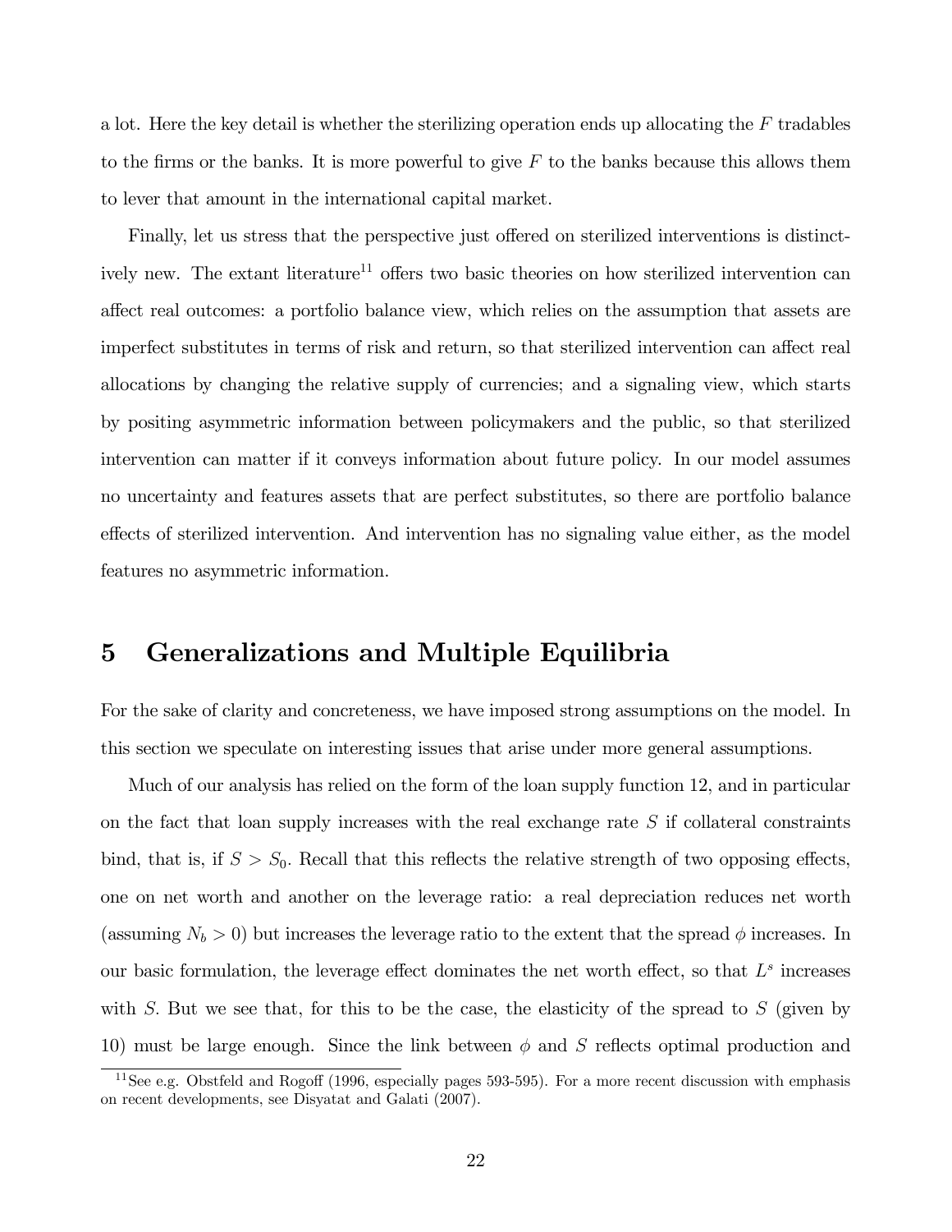a lot. Here the key detail is whether the sterilizing operation ends up allocating the $F$ tradables to the firms or the banks. It is more powerful to give $F$ to the banks because this allows them to lever that amount in the international capital market.

Finally, let us stress that the perspective just offered on sterilized interventions is distinctively new. The extant literature[11] offers two basic theories on how sterilized intervention can affect real outcomes: a portfolio balance view, which relies on the assumption that assets are imperfect substitutes in terms of risk and return, so that sterilized intervention can affect real allocations by changing the relative supply of currencies; and a signaling view, which starts by positing asymmetric information between policymakers and the public, so that sterilized intervention can matter if it conveys information about future policy. In our model assumes no uncertainty and features assets that are perfect substitutes, so there are portfolio balance effects of sterilized intervention. And intervention has no signaling value either, as the model features no asymmetric information.

# 5 Generalizations and Multiple Equilibria

For the sake of clarity and concreteness, we have imposed strong assumptions on the model. In this section we speculate on interesting issues that arise under more general assumptions.

Much of our analysis has relied on the form of the loan supply function 12, and in particular on the fact that loan supply increases with the real exchange rate $S$ if collateral constraints bind, that is, if $S > S_0$. Recall that this reflects the relative strength of two opposing effects, one on net worth and another on the leverage ratio: a real depreciation reduces net worth (assuming $N_b > 0$) but increases the leverage ratio to the extent that the spread $\phi$ increases. In our basic formulation, the leverage effect dominates the net worth effect, so that $L^s$ increases with $S$. But we see that, for this to be the case, the elasticity of the spread to $S$ (given by 10) must be large enough. Since the link between $\phi$ and $S$ reflects optimal production and

[11] See e.g. Obstfeld and Rogoff (1996, especially pages 593-595). For a more recent discussion with emphasis on recent developments, see Disyatat and Galati (2007).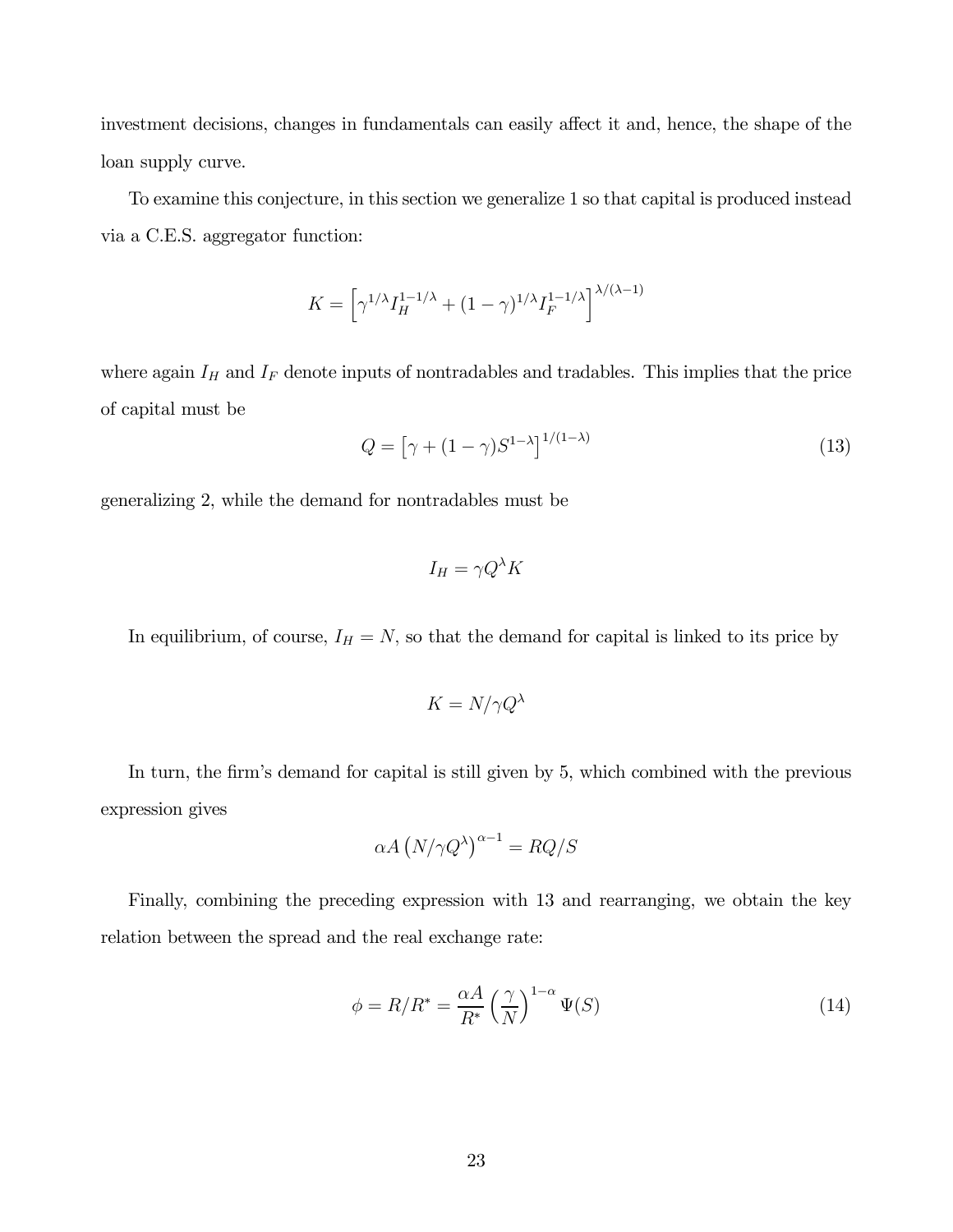investment decisions, changes in fundamentals can easily affect it and, hence, the shape of the loan supply curve.

To examine this conjecture, in this section we generalize 1 so that capital is produced instead via a C.E.S. aggregator function:

$$K = \left[\gamma^{1/\lambda} I_H^{1-1/\lambda} + (1-\gamma)^{1/\lambda} I_F^{1-1/\lambda}\right]^{\lambda/(\lambda-1)}$$

where again $I_H$ and $I_F$ denote inputs of nontradables and tradables. This implies that the price of capital must be

$$Q = \left[\gamma + (1-\gamma)S^{1-\lambda}\right]^{1/(1-\lambda)} \tag{13}$$

generalizing 2, while the demand for nontradables must be

$$I_H = \gamma Q^{\lambda} K$$

In equilibrium, of course, $I_H = N$, so that the demand for capital is linked to its price by

$$K = N/\gamma Q^{\lambda}$$

In turn, the firm's demand for capital is still given by 5, which combined with the previous expression gives

$$\alpha A \left(N/\gamma Q^{\lambda}\right)^{\alpha-1} = RQ/S$$

Finally, combining the preceding expression with 13 and rearranging, we obtain the key relation between the spread and the real exchange rate:

$$\phi = R/R^* = \frac{\alpha A}{R^*}\left(\frac{\gamma}{N}\right)^{1-\alpha} \Psi(S) \tag{14}$$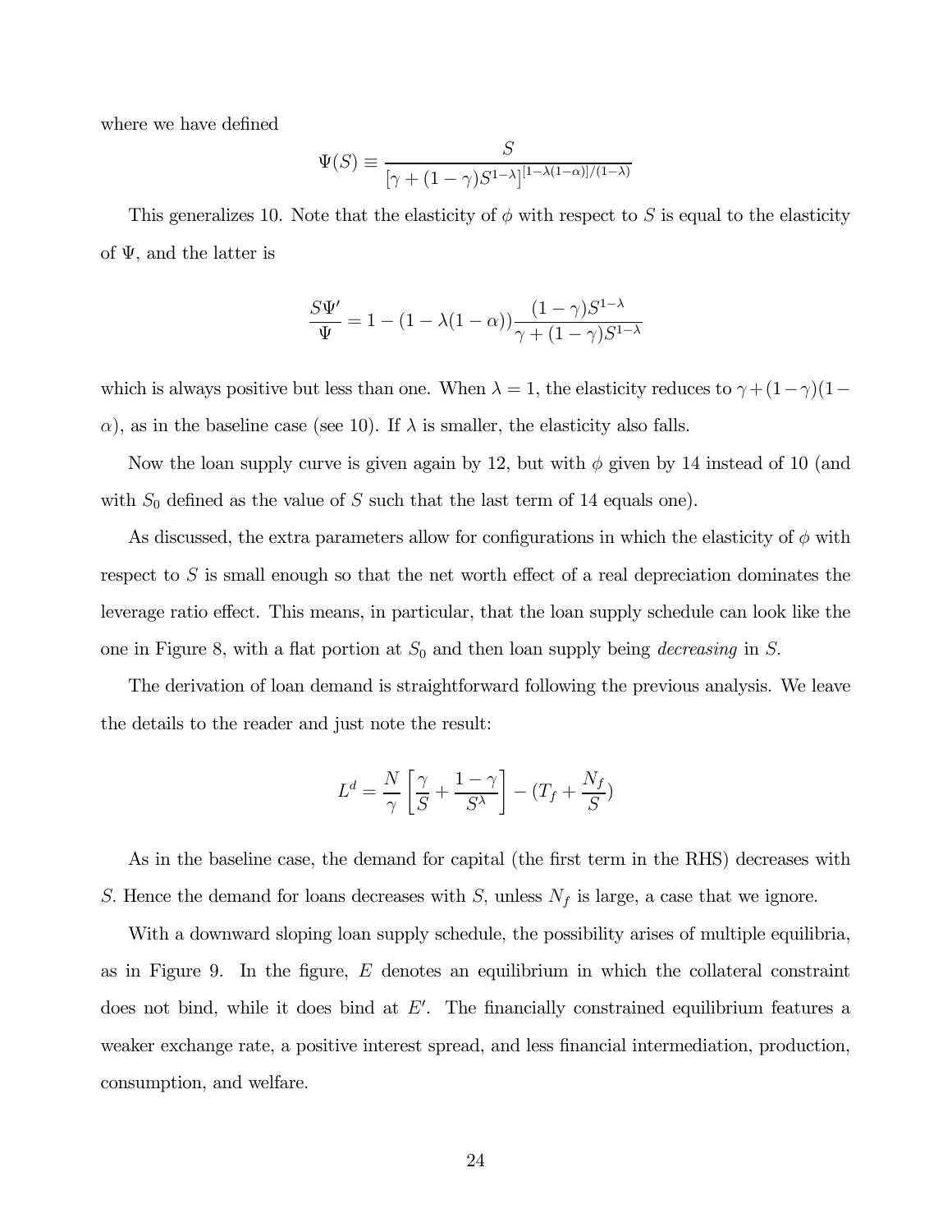where we have defined

$$\Psi(S) \equiv \frac{S}{[\gamma + (1-\gamma)S^{1-\lambda}]^{[1-\lambda(1-\alpha)]/(1-\lambda)}}$$

This generalizes 10. Note that the elasticity of $\phi$ with respect to $S$ is equal to the elasticity of $\Psi$, and the latter is

$$\frac{S\Psi'}{\Psi} = 1 - (1 - \lambda(1-\alpha))\frac{(1-\gamma)S^{1-\lambda}}{\gamma + (1-\gamma)S^{1-\lambda}}$$

which is always positive but less than one. When $\lambda = 1$, the elasticity reduces to $\gamma + (1-\gamma)(1-\alpha)$, as in the baseline case (see 10). If $\lambda$ is smaller, the elasticity also falls.

Now the loan supply curve is given again by 12, but with $\phi$ given by 14 instead of 10 (and with $S_0$ defined as the value of $S$ such that the last term of 14 equals one).

As discussed, the extra parameters allow for configurations in which the elasticity of $\phi$ with respect to $S$ is small enough so that the net worth effect of a real depreciation dominates the leverage ratio effect. This means, in particular, that the loan supply schedule can look like the one in Figure 8, with a flat portion at $S_0$ and then loan supply being *decreasing* in $S$.

The derivation of loan demand is straightforward following the previous analysis. We leave the details to the reader and just note the result:

$$L^d = \frac{N}{\gamma}\left[\frac{\gamma}{S} + \frac{1-\gamma}{S^{\lambda}}\right] - (T_f + \frac{N_f}{S})$$

As in the baseline case, the demand for capital (the first term in the RHS) decreases with $S$. Hence the demand for loans decreases with $S$, unless $N_f$ is large, a case that we ignore.

With a downward sloping loan supply schedule, the possibility arises of multiple equilibria, as in Figure 9. In the figure, $E$ denotes an equilibrium in which the collateral constraint does not bind, while it does bind at $E'$. The financially constrained equilibrium features a weaker exchange rate, a positive interest spread, and less financial intermediation, production, consumption, and welfare.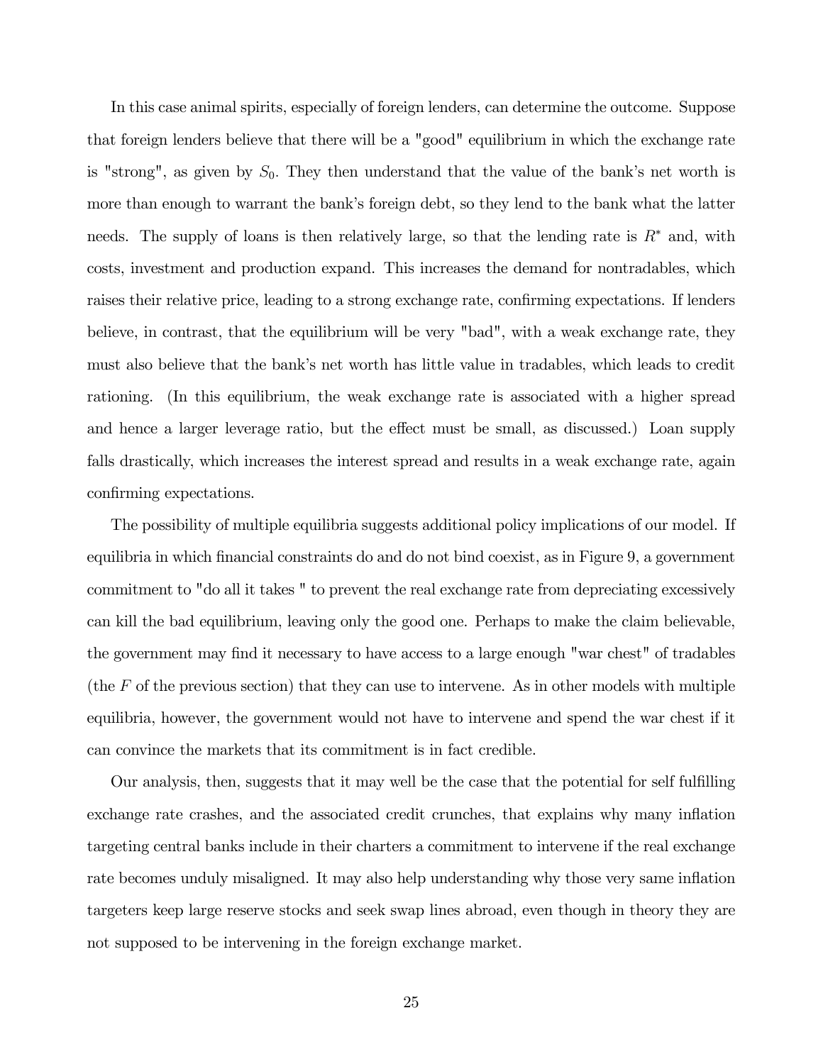In this case animal spirits, especially of foreign lenders, can determine the outcome. Suppose that foreign lenders believe that there will be a "good" equilibrium in which the exchange rate is "strong", as given by $S_0$. They then understand that the value of the bank's net worth is more than enough to warrant the bank's foreign debt, so they lend to the bank what the latter needs. The supply of loans is then relatively large, so that the lending rate is $R^*$ and, with costs, investment and production expand. This increases the demand for nontradables, which raises their relative price, leading to a strong exchange rate, confirming expectations. If lenders believe, in contrast, that the equilibrium will be very "bad", with a weak exchange rate, they must also believe that the bank's net worth has little value in tradables, which leads to credit rationing. (In this equilibrium, the weak exchange rate is associated with a higher spread and hence a larger leverage ratio, but the effect must be small, as discussed.) Loan supply falls drastically, which increases the interest spread and results in a weak exchange rate, again confirming expectations.

The possibility of multiple equilibria suggests additional policy implications of our model. If equilibria in which financial constraints do and do not bind coexist, as in Figure 9, a government commitment to "do all it takes " to prevent the real exchange rate from depreciating excessively can kill the bad equilibrium, leaving only the good one. Perhaps to make the claim believable, the government may find it necessary to have access to a large enough "war chest" of tradables (the $F$ of the previous section) that they can use to intervene. As in other models with multiple equilibria, however, the government would not have to intervene and spend the war chest if it can convince the markets that its commitment is in fact credible.

Our analysis, then, suggests that it may well be the case that the potential for self fulfilling exchange rate crashes, and the associated credit crunches, that explains why many inflation targeting central banks include in their charters a commitment to intervene if the real exchange rate becomes unduly misaligned. It may also help understanding why those very same inflation targeters keep large reserve stocks and seek swap lines abroad, even though in theory they are not supposed to be intervening in the foreign exchange market.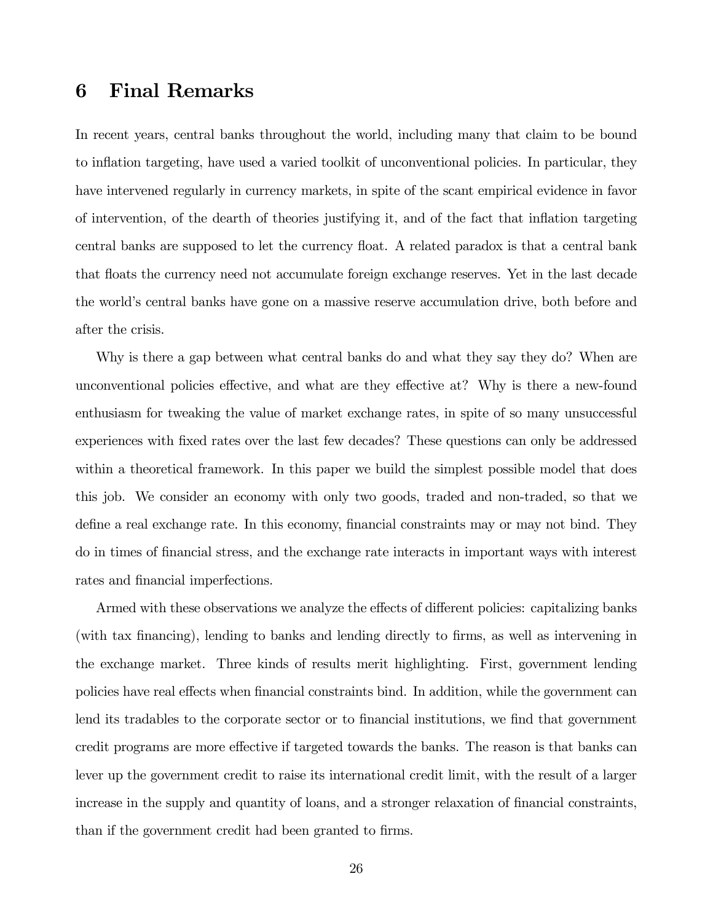# 6 Final Remarks

In recent years, central banks throughout the world, including many that claim to be bound to inflation targeting, have used a varied toolkit of unconventional policies. In particular, they have intervened regularly in currency markets, in spite of the scant empirical evidence in favor of intervention, of the dearth of theories justifying it, and of the fact that inflation targeting central banks are supposed to let the currency float. A related paradox is that a central bank that floats the currency need not accumulate foreign exchange reserves. Yet in the last decade the world's central banks have gone on a massive reserve accumulation drive, both before and after the crisis.

Why is there a gap between what central banks do and what they say they do? When are unconventional policies effective, and what are they effective at? Why is there a new-found enthusiasm for tweaking the value of market exchange rates, in spite of so many unsuccessful experiences with fixed rates over the last few decades? These questions can only be addressed within a theoretical framework. In this paper we build the simplest possible model that does this job. We consider an economy with only two goods, traded and non-traded, so that we define a real exchange rate. In this economy, financial constraints may or may not bind. They do in times of financial stress, and the exchange rate interacts in important ways with interest rates and financial imperfections.

Armed with these observations we analyze the effects of different policies: capitalizing banks (with tax financing), lending to banks and lending directly to firms, as well as intervening in the exchange market. Three kinds of results merit highlighting. First, government lending policies have real effects when financial constraints bind. In addition, while the government can lend its tradables to the corporate sector or to financial institutions, we find that government credit programs are more effective if targeted towards the banks. The reason is that banks can lever up the government credit to raise its international credit limit, with the result of a larger increase in the supply and quantity of loans, and a stronger relaxation of financial constraints, than if the government credit had been granted to firms.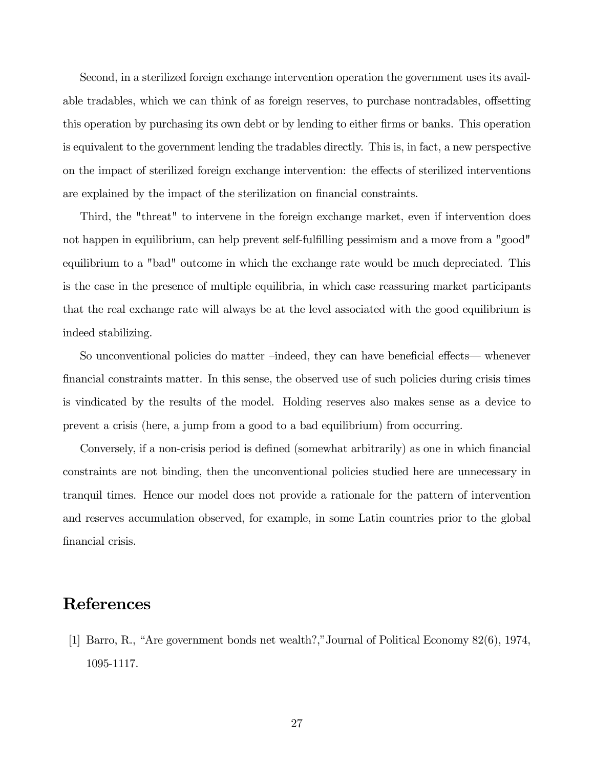Second, in a sterilized foreign exchange intervention operation the government uses its available tradables, which we can think of as foreign reserves, to purchase nontradables, offsetting this operation by purchasing its own debt or by lending to either firms or banks. This operation is equivalent to the government lending the tradables directly. This is, in fact, a new perspective on the impact of sterilized foreign exchange intervention: the effects of sterilized interventions are explained by the impact of the sterilization on financial constraints.

Third, the "threat" to intervene in the foreign exchange market, even if intervention does not happen in equilibrium, can help prevent self-fulfilling pessimism and a move from a "good" equilibrium to a "bad" outcome in which the exchange rate would be much depreciated. This is the case in the presence of multiple equilibria, in which case reassuring market participants that the real exchange rate will always be at the level associated with the good equilibrium is indeed stabilizing.

So unconventional policies do matter –indeed, they can have beneficial effects— whenever financial constraints matter. In this sense, the observed use of such policies during crisis times is vindicated by the results of the model. Holding reserves also makes sense as a device to prevent a crisis (here, a jump from a good to a bad equilibrium) from occurring.

Conversely, if a non-crisis period is defined (somewhat arbitrarily) as one in which financial constraints are not binding, then the unconventional policies studied here are unnecessary in tranquil times. Hence our model does not provide a rationale for the pattern of intervention and reserves accumulation observed, for example, in some Latin countries prior to the global financial crisis.

# References

[1] Barro, R., "Are government bonds net wealth?," Journal of Political Economy 82(6), 1974, 1095-1117.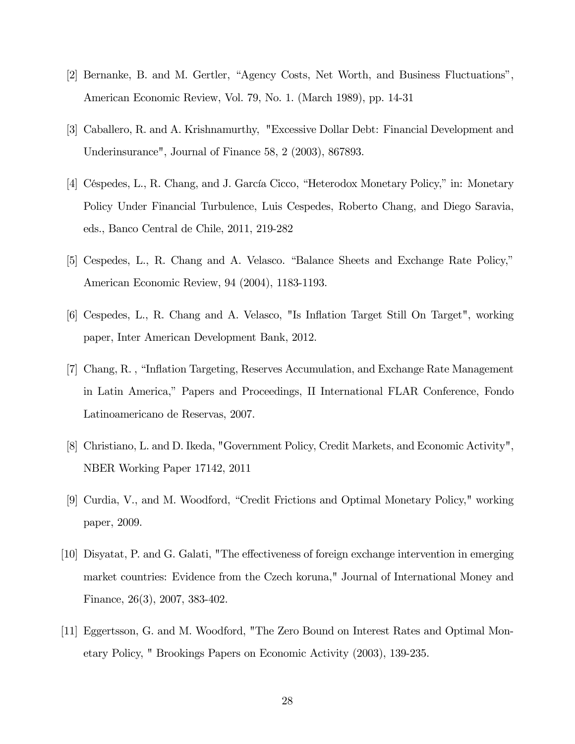[2] Bernanke, B. and M. Gertler, "Agency Costs, Net Worth, and Business Fluctuations", American Economic Review, Vol. 79, No. 1. (March 1989), pp. 14-31

[3] Caballero, R. and A. Krishnamurthy, "Excessive Dollar Debt: Financial Development and Underinsurance", Journal of Finance 58, 2 (2003), 867893.

[4] Céspedes, L., R. Chang, and J. García Cicco, "Heterodox Monetary Policy," in: Monetary Policy Under Financial Turbulence, Luis Cespedes, Roberto Chang, and Diego Saravia, eds., Banco Central de Chile, 2011, 219-282

[5] Cespedes, L., R. Chang and A. Velasco. "Balance Sheets and Exchange Rate Policy," American Economic Review, 94 (2004), 1183-1193.

[6] Cespedes, L., R. Chang and A. Velasco, "Is Inflation Target Still On Target", working paper, Inter American Development Bank, 2012.

[7] Chang, R. , "Inflation Targeting, Reserves Accumulation, and Exchange Rate Management in Latin America," Papers and Proceedings, II International FLAR Conference, Fondo Latinoamericano de Reservas, 2007.

[8] Christiano, L. and D. Ikeda, "Government Policy, Credit Markets, and Economic Activity", NBER Working Paper 17142, 2011

[9] Curdia, V., and M. Woodford, "Credit Frictions and Optimal Monetary Policy," working paper, 2009.

[10] Disyatat, P. and G. Galati, "The effectiveness of foreign exchange intervention in emerging market countries: Evidence from the Czech koruna," Journal of International Money and Finance, 26(3), 2007, 383-402.

[11] Eggertsson, G. and M. Woodford, "The Zero Bound on Interest Rates and Optimal Monetary Policy, " Brookings Papers on Economic Activity (2003), 139-235.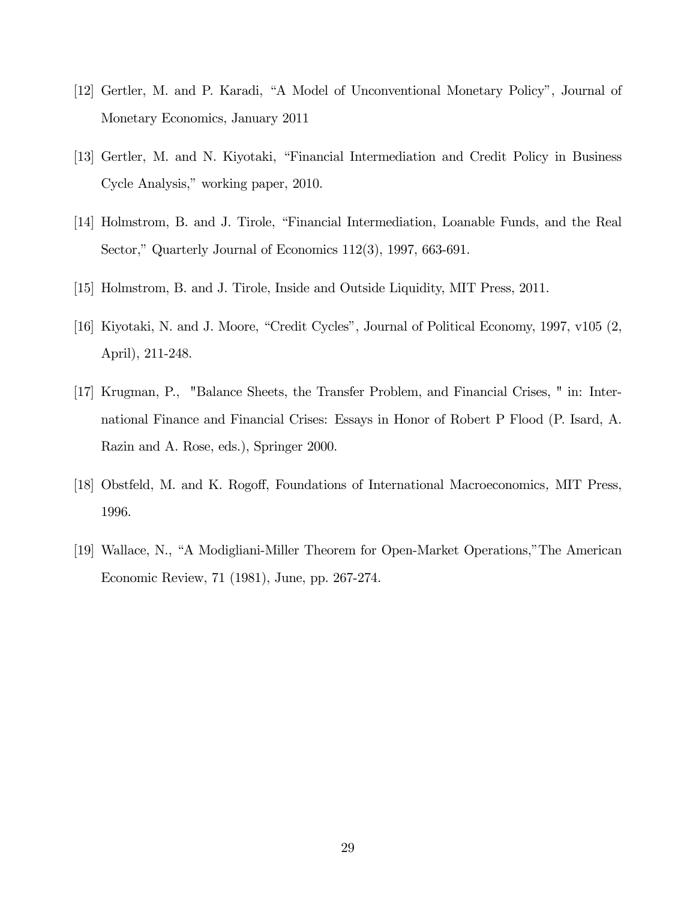[12] Gertler, M. and P. Karadi, "A Model of Unconventional Monetary Policy", Journal of Monetary Economics, January 2011

[13] Gertler, M. and N. Kiyotaki, "Financial Intermediation and Credit Policy in Business Cycle Analysis," working paper, 2010.

[14] Holmstrom, B. and J. Tirole, "Financial Intermediation, Loanable Funds, and the Real Sector," Quarterly Journal of Economics 112(3), 1997, 663-691.

[15] Holmstrom, B. and J. Tirole, Inside and Outside Liquidity, MIT Press, 2011.

[16] Kiyotaki, N. and J. Moore, "Credit Cycles", Journal of Political Economy, 1997, v105 (2, April), 211-248.

[17] Krugman, P., "Balance Sheets, the Transfer Problem, and Financial Crises, " in: International Finance and Financial Crises: Essays in Honor of Robert P Flood (P. Isard, A. Razin and A. Rose, eds.), Springer 2000.

[18] Obstfeld, M. and K. Rogoff, Foundations of International Macroeconomics*,* MIT Press, 1996.

[19] Wallace, N., "A Modigliani-Miller Theorem for Open-Market Operations,"The American Economic Review, 71 (1981), June, pp. 267-274.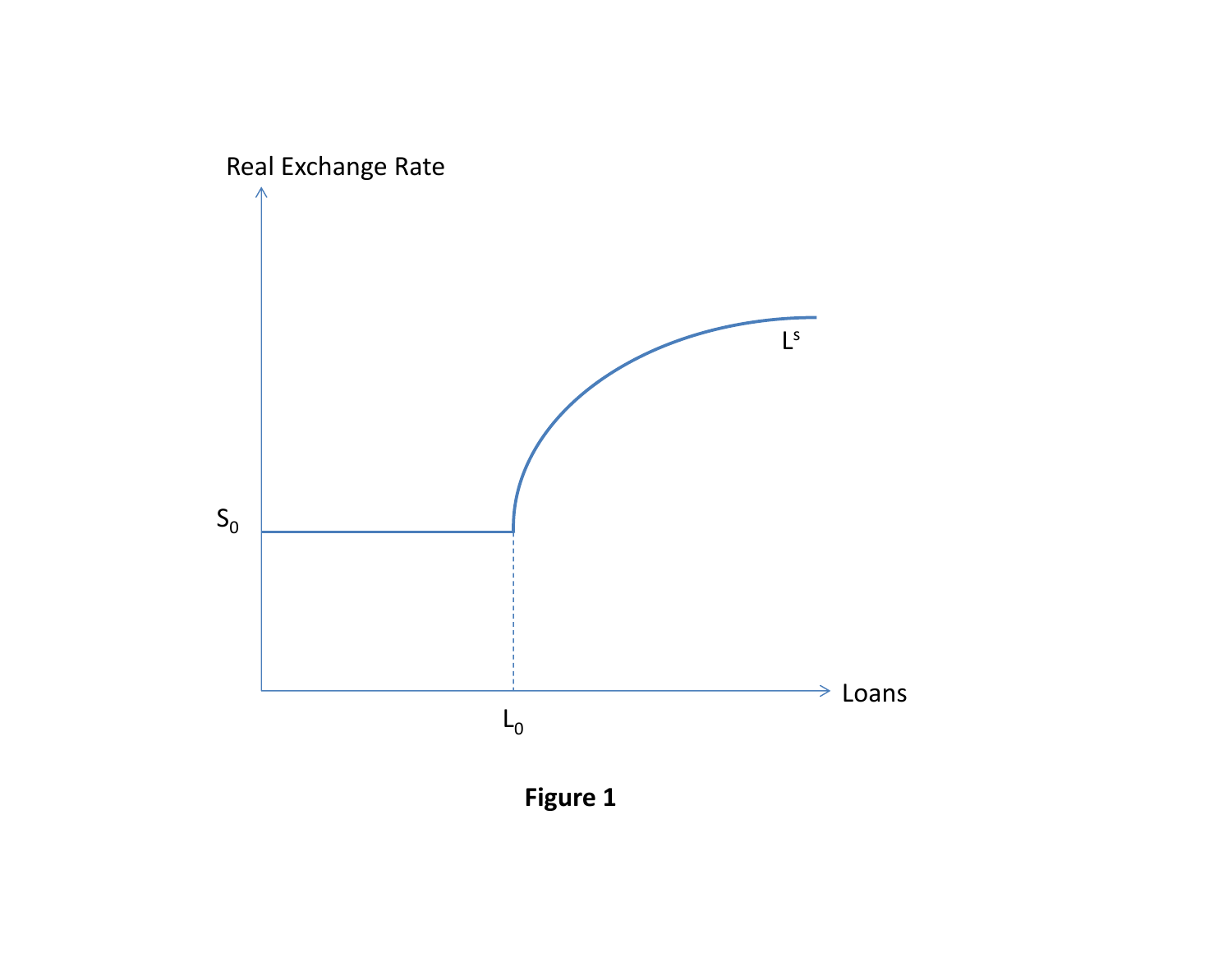**Figure 1**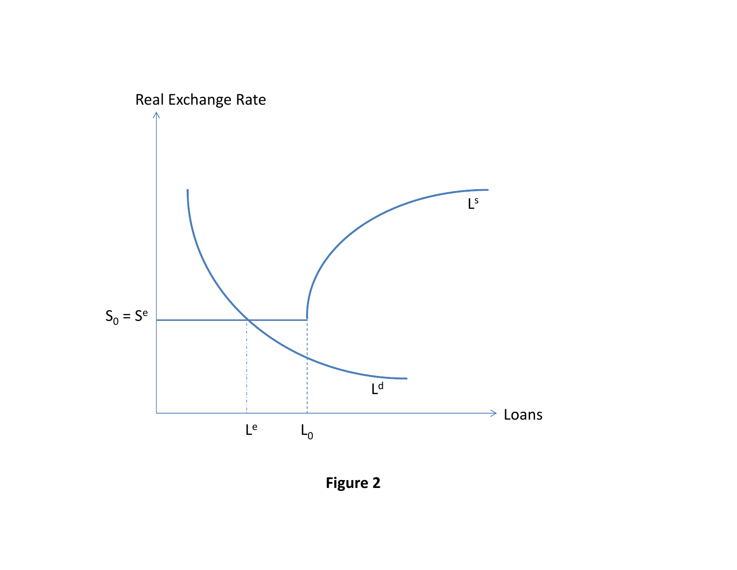**Figure 2**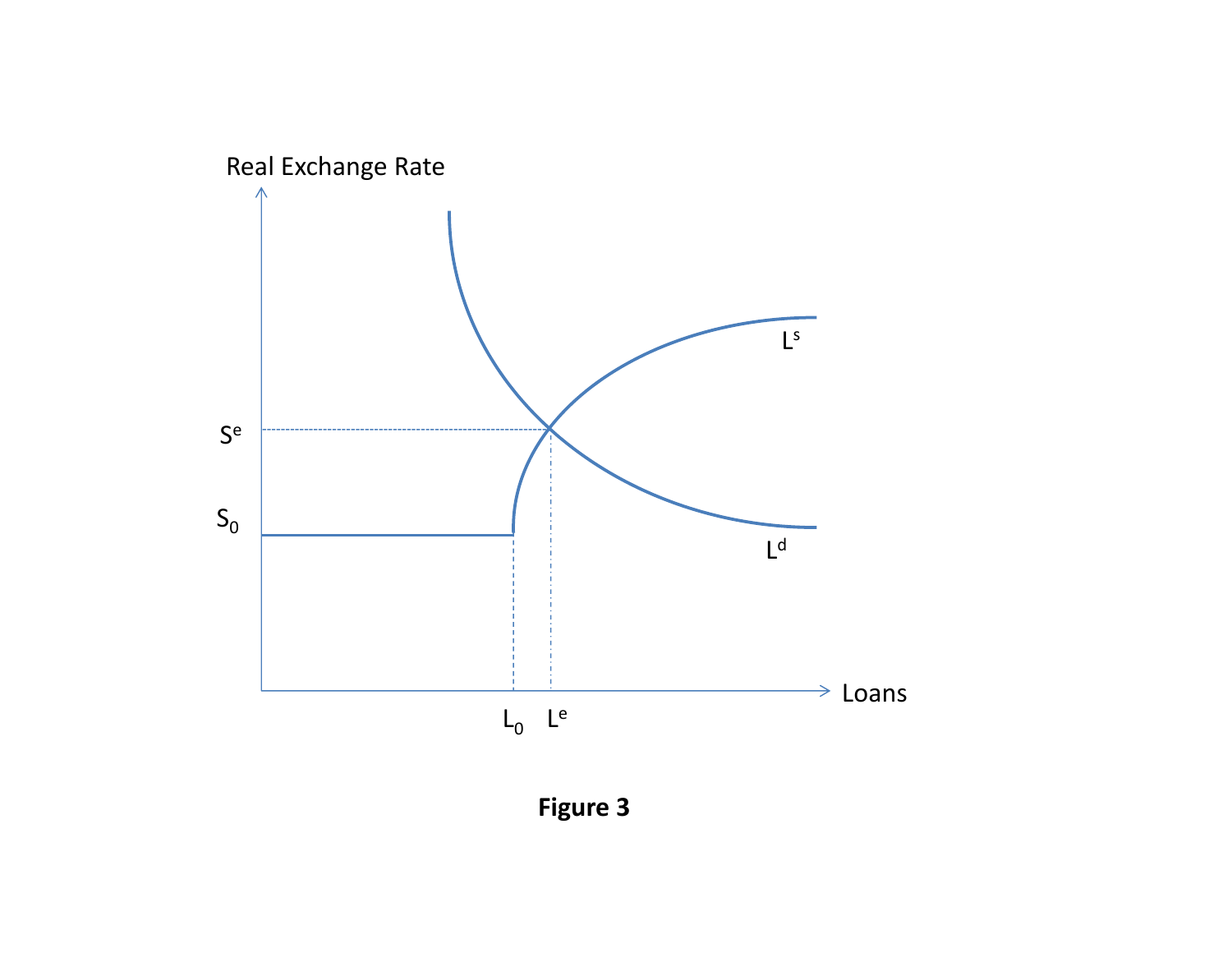**Figure 3**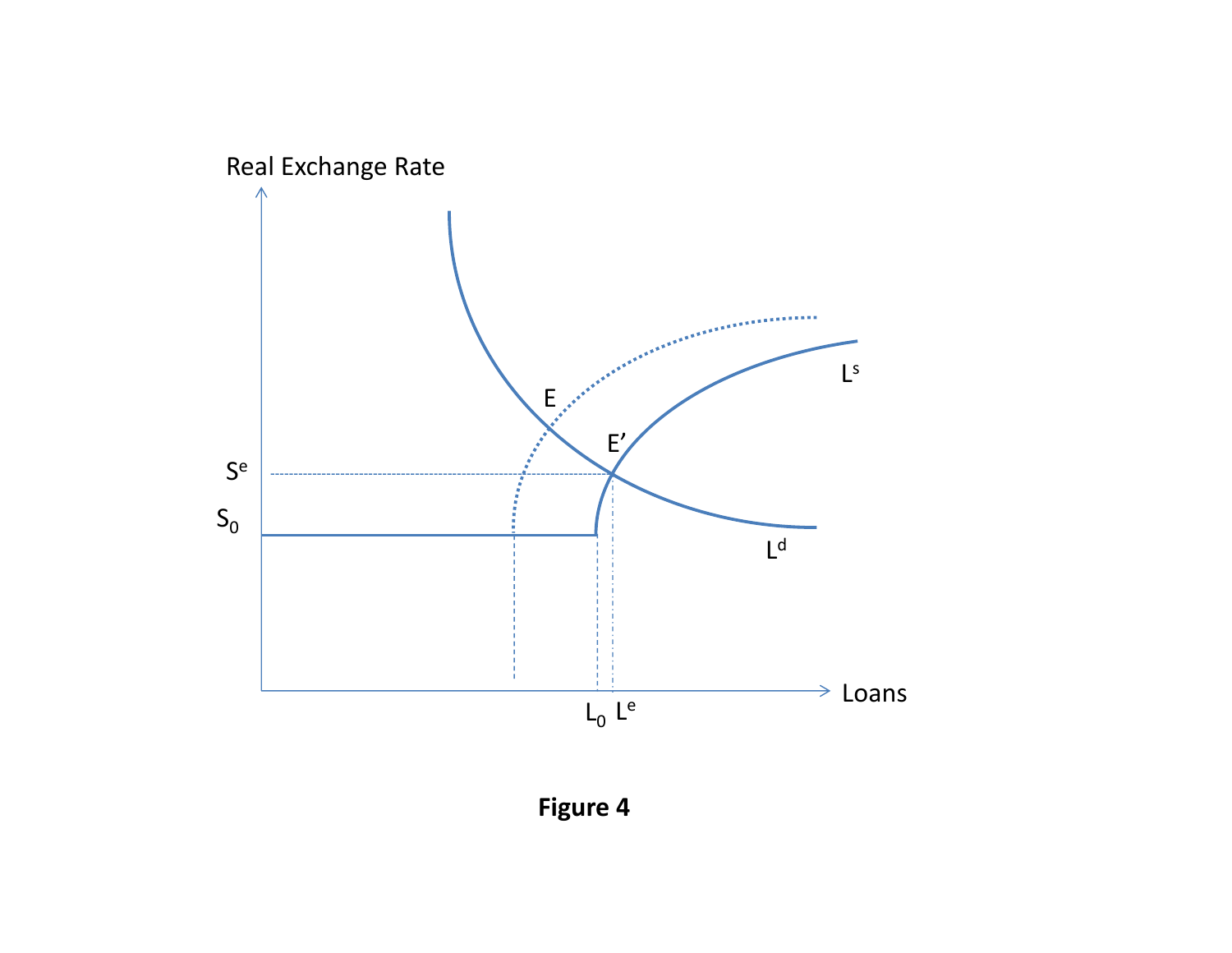**Figure 4**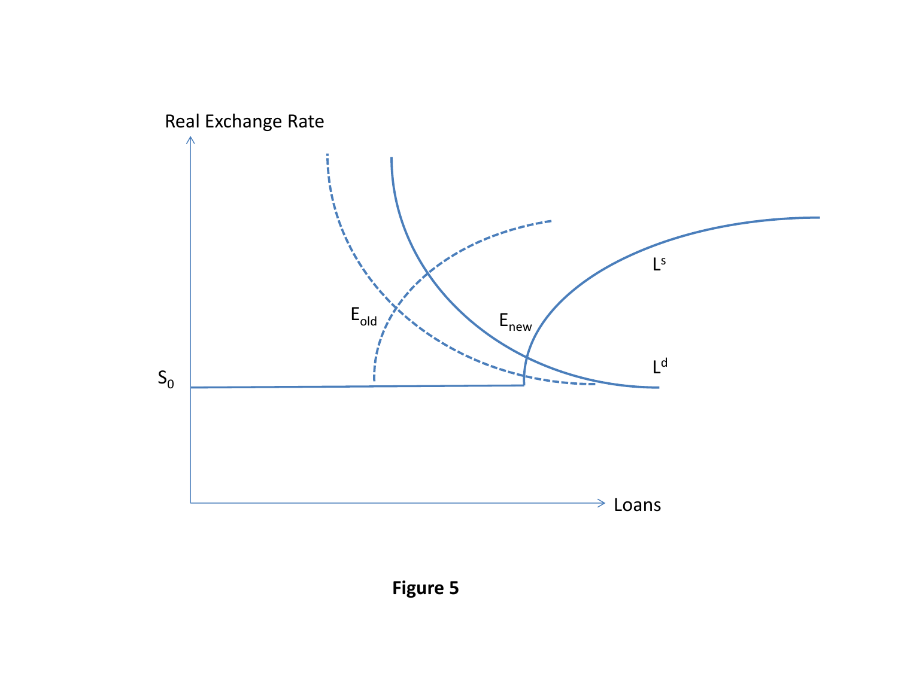**Figure 5**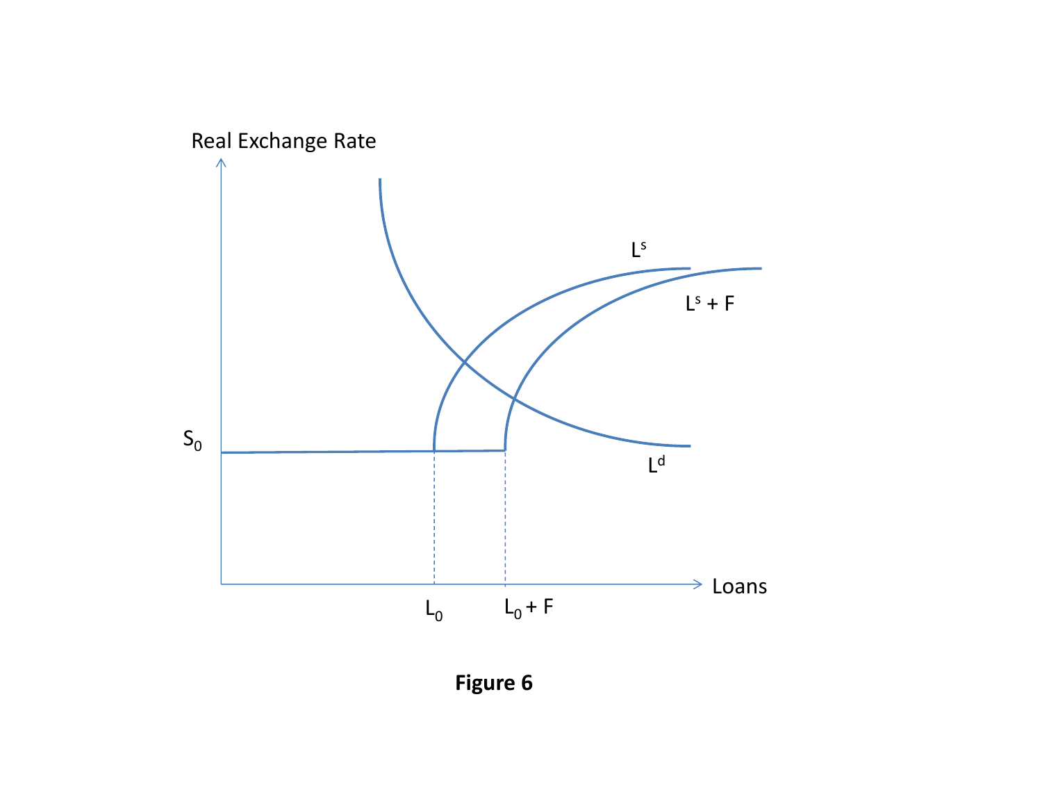**Figure 6**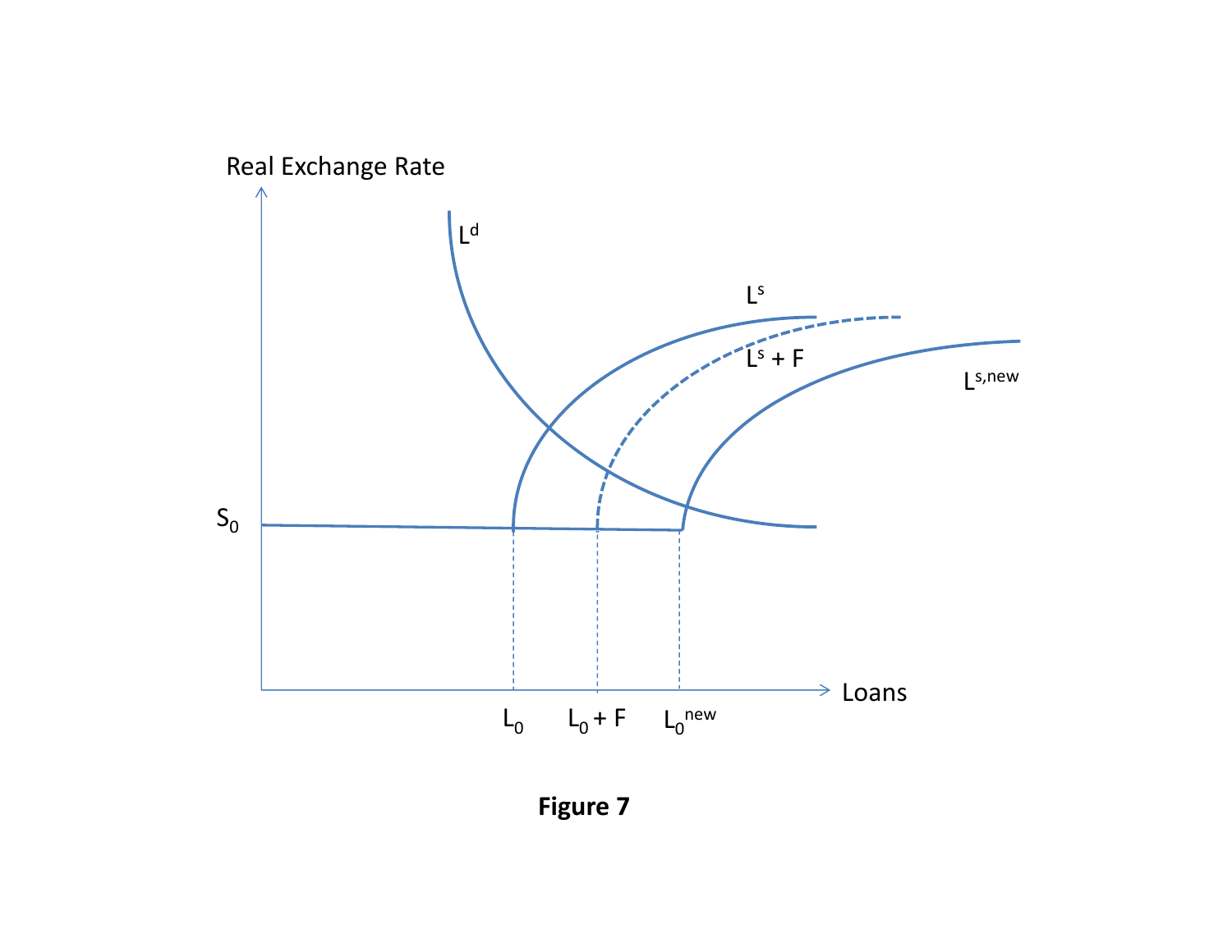Figure 7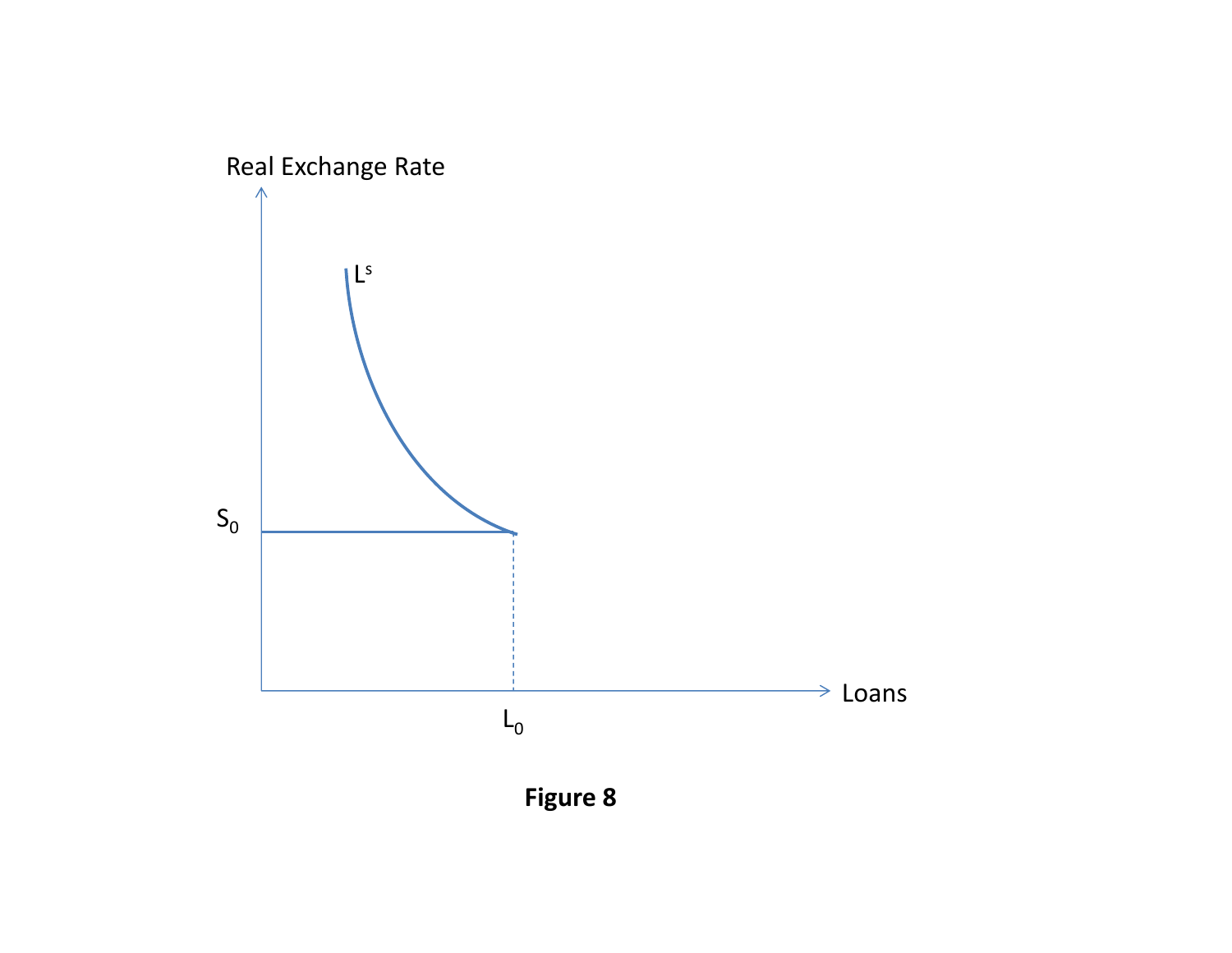**Figure 8**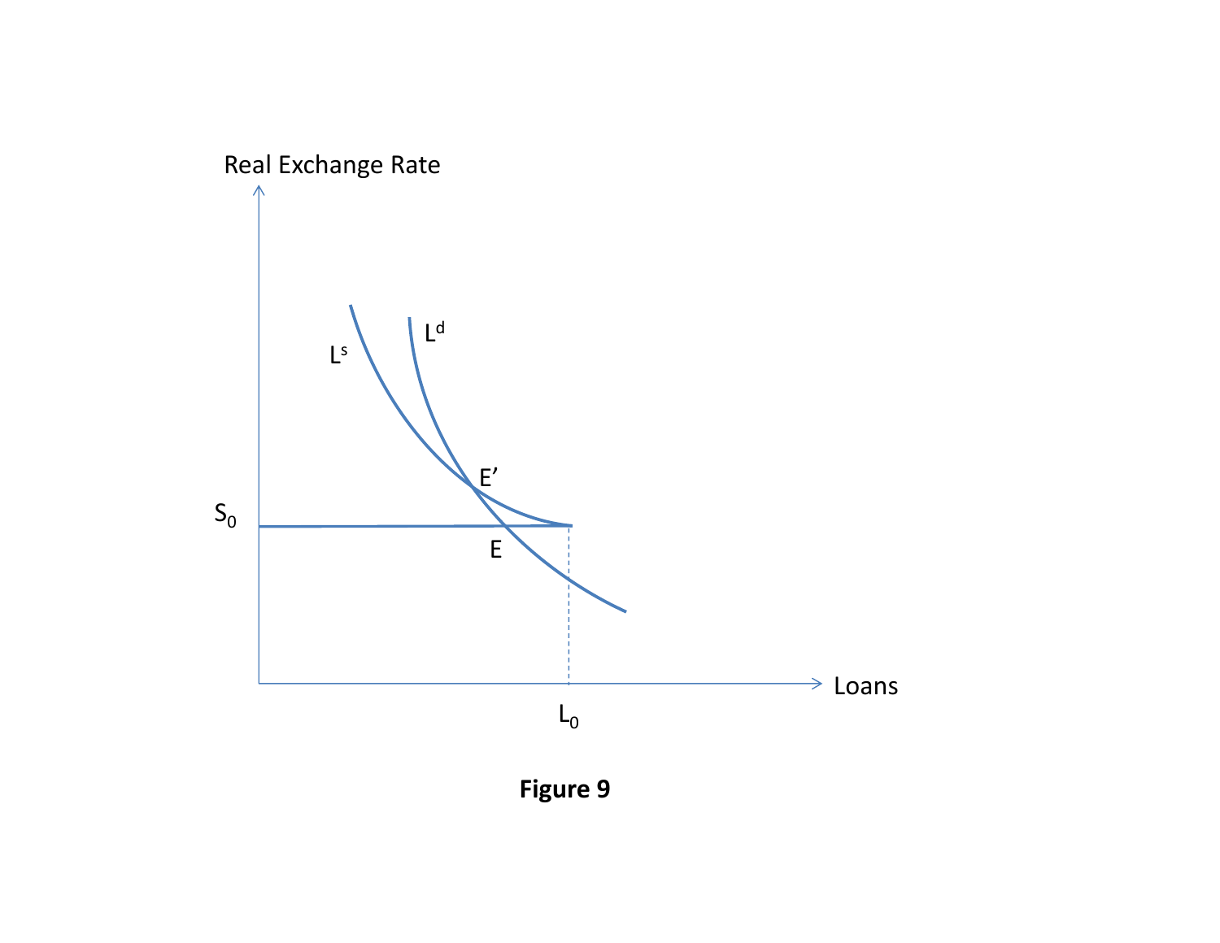Real Exchange Rate

$L^s$

$L^d$

E'

$S_0$

E

Loans

$L_0$

**Figure 9**